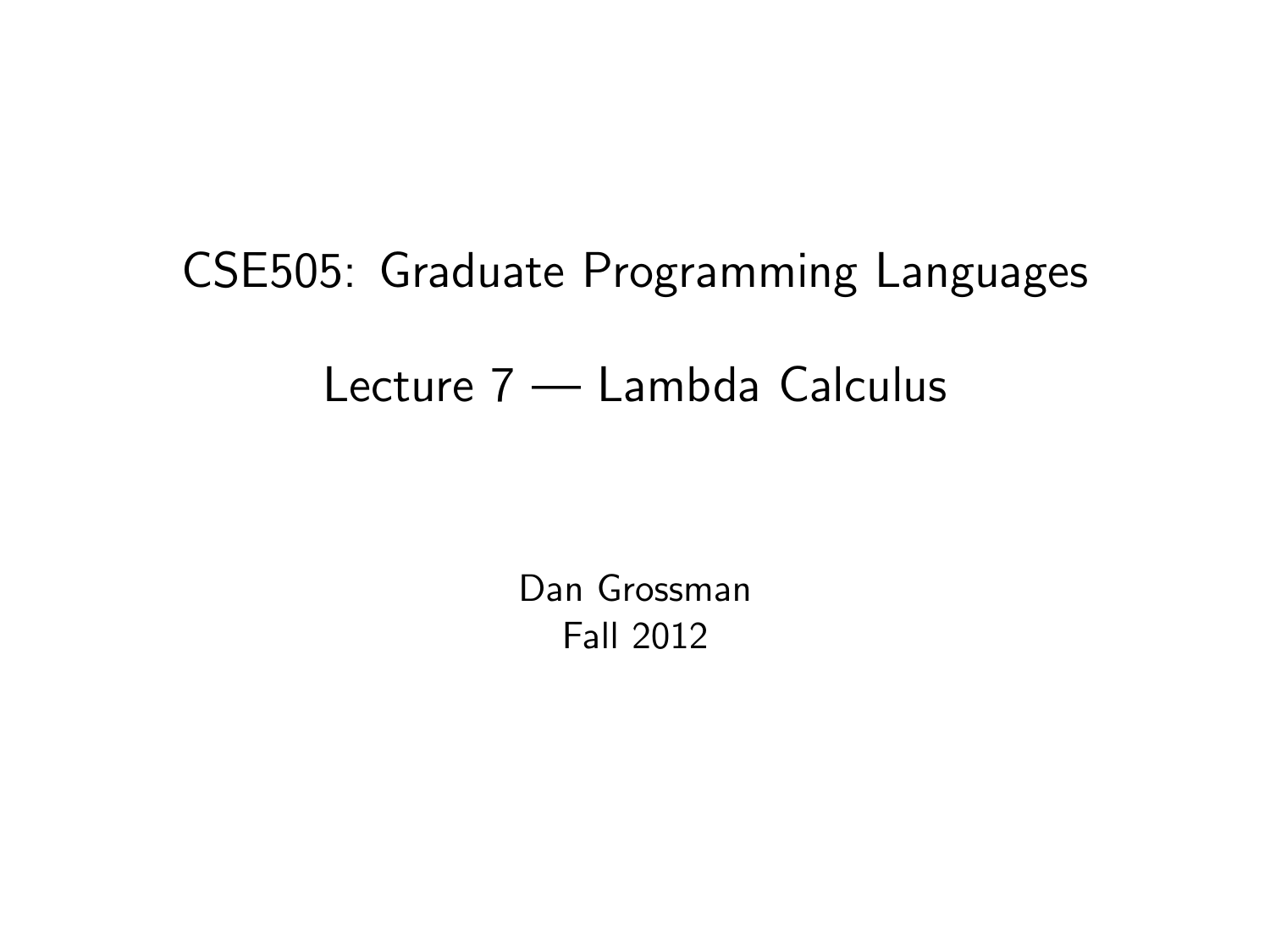# CSE505: Graduate Programming Languages

## Lecture 7 — Lambda Calculus

Dan Grossman
Fall 2012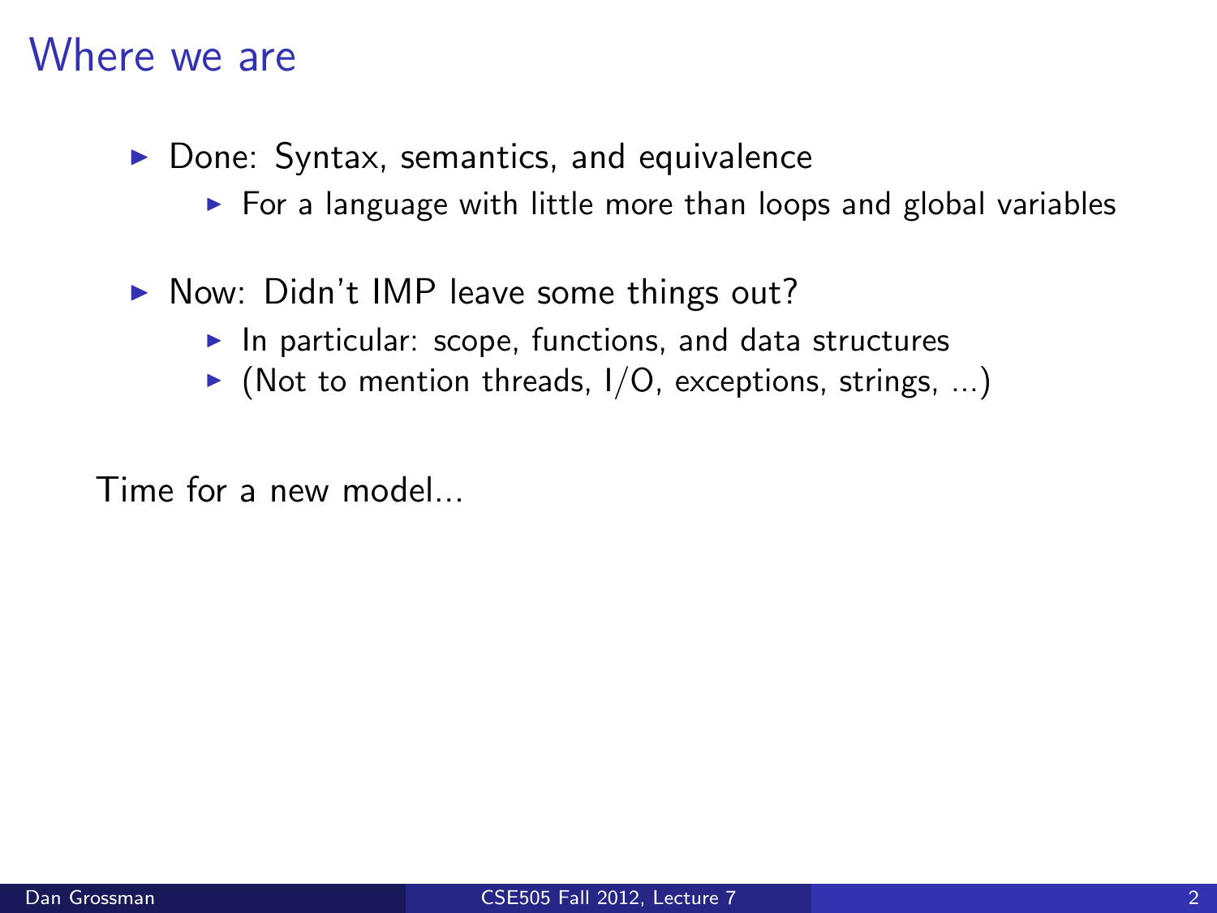# Where we are

- Done: Syntax, semantics, and equivalence
  - For a language with little more than loops and global variables
- Now: Didn't IMP leave some things out?
  - In particular: scope, functions, and data structures
  - (Not to mention threads, I/O, exceptions, strings, ...)

Time for a new model...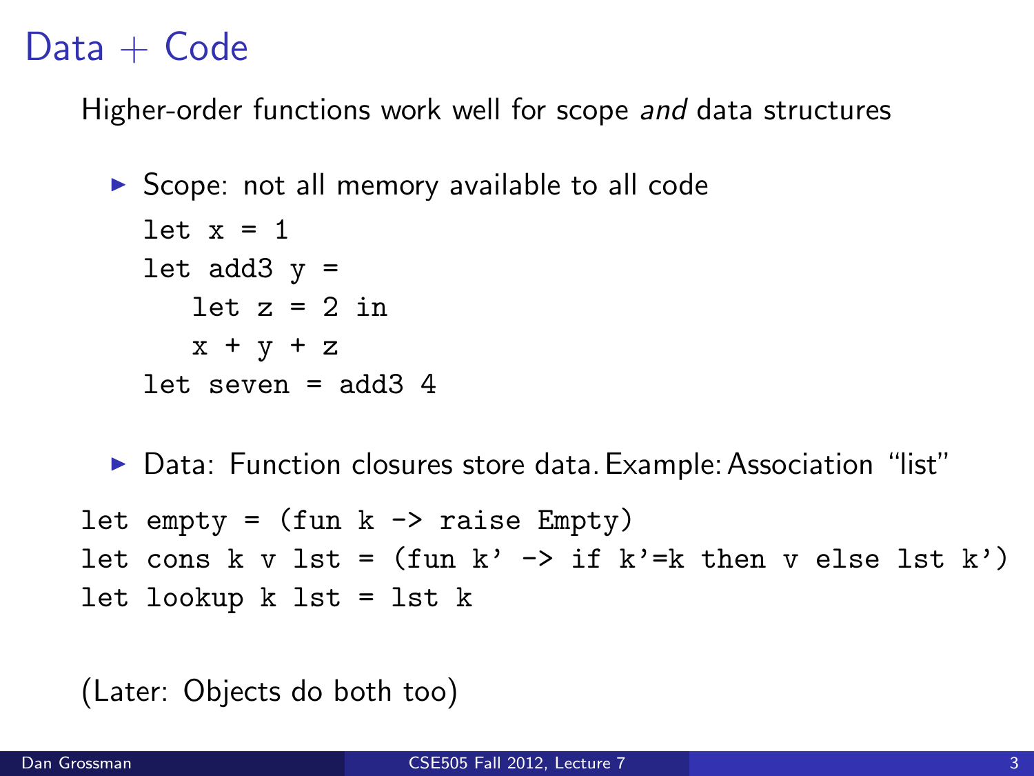# Data + Code

Higher-order functions work well for scope *and* data structures

- Scope: not all memory available to all code

  ```
  let x = 1
  let add3 y =
     let z = 2 in
     x + y + z
  let seven = add3 4
  ```

- Data: Function closures store data. Example: Association "list"

```
let empty = (fun k -> raise Empty)
let cons k v lst = (fun k' -> if k'=k then v else lst k')
let lookup k lst = lst k
```

(Later: Objects do both too)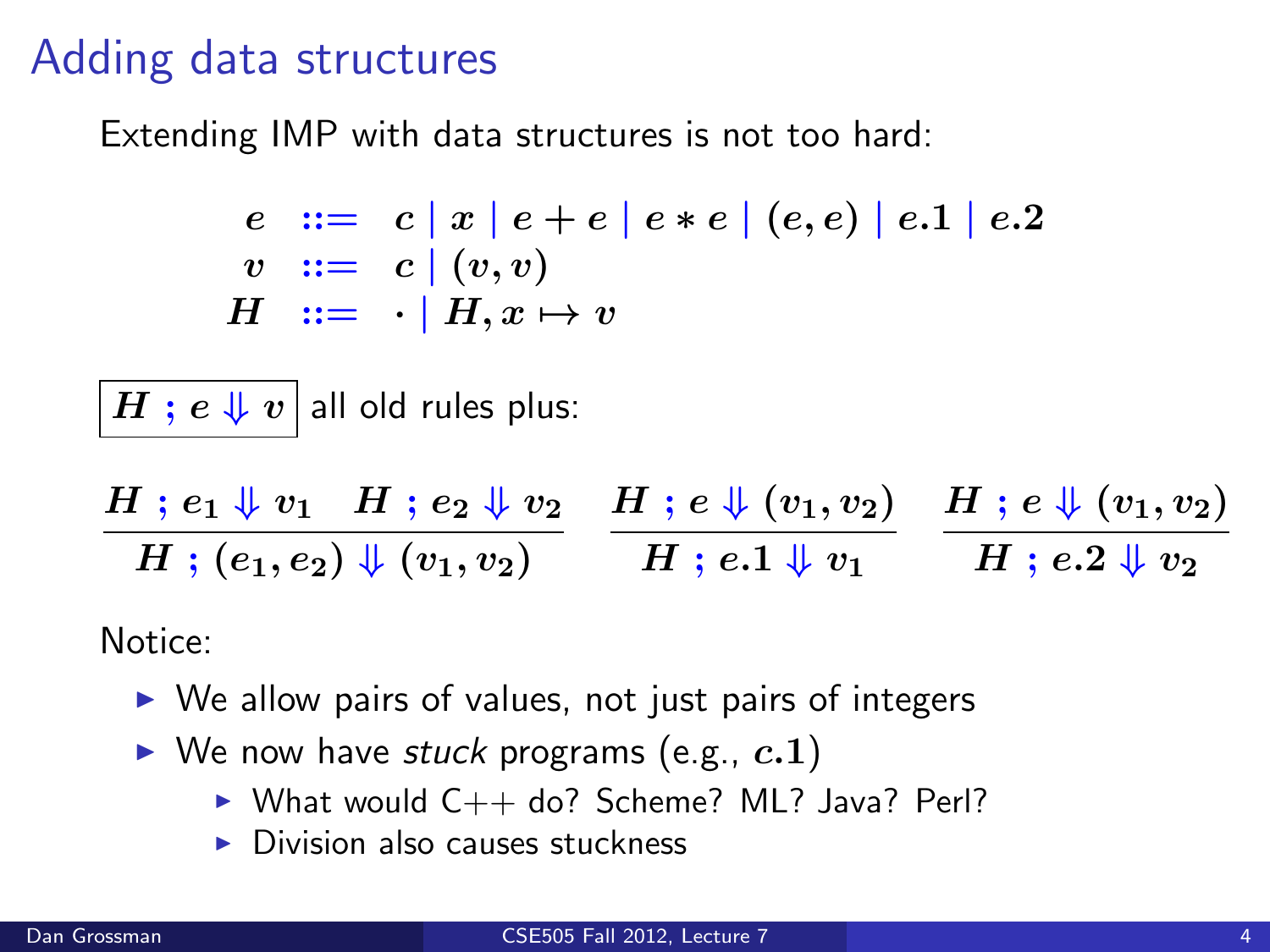# Adding data structures

Extending IMP with data structures is not too hard:

$$
\begin{array}{rcl}
e & ::= & c \mid x \mid e + e \mid e * e \mid (e, e) \mid e.1 \mid e.2 \\
v & ::= & c \mid (v, v) \\
H & ::= & \cdot \mid H, x \mapsto v
\end{array}
$$

$\boxed{H \; ; e \Downarrow v}$ all old rules plus:

$$
\frac{H \; ; e_1 \Downarrow v_1 \quad H \; ; e_2 \Downarrow v_2}{H \; ; (e_1, e_2) \Downarrow (v_1, v_2)}
\qquad
\frac{H \; ; e \Downarrow (v_1, v_2)}{H \; ; e.1 \Downarrow v_1}
\qquad
\frac{H \; ; e \Downarrow (v_1, v_2)}{H \; ; e.2 \Downarrow v_2}
$$

Notice:

- We allow pairs of values, not just pairs of integers
- We now have *stuck* programs (e.g., $c.1$)
  - What would C++ do? Scheme? ML? Java? Perl?
  - Division also causes stuckness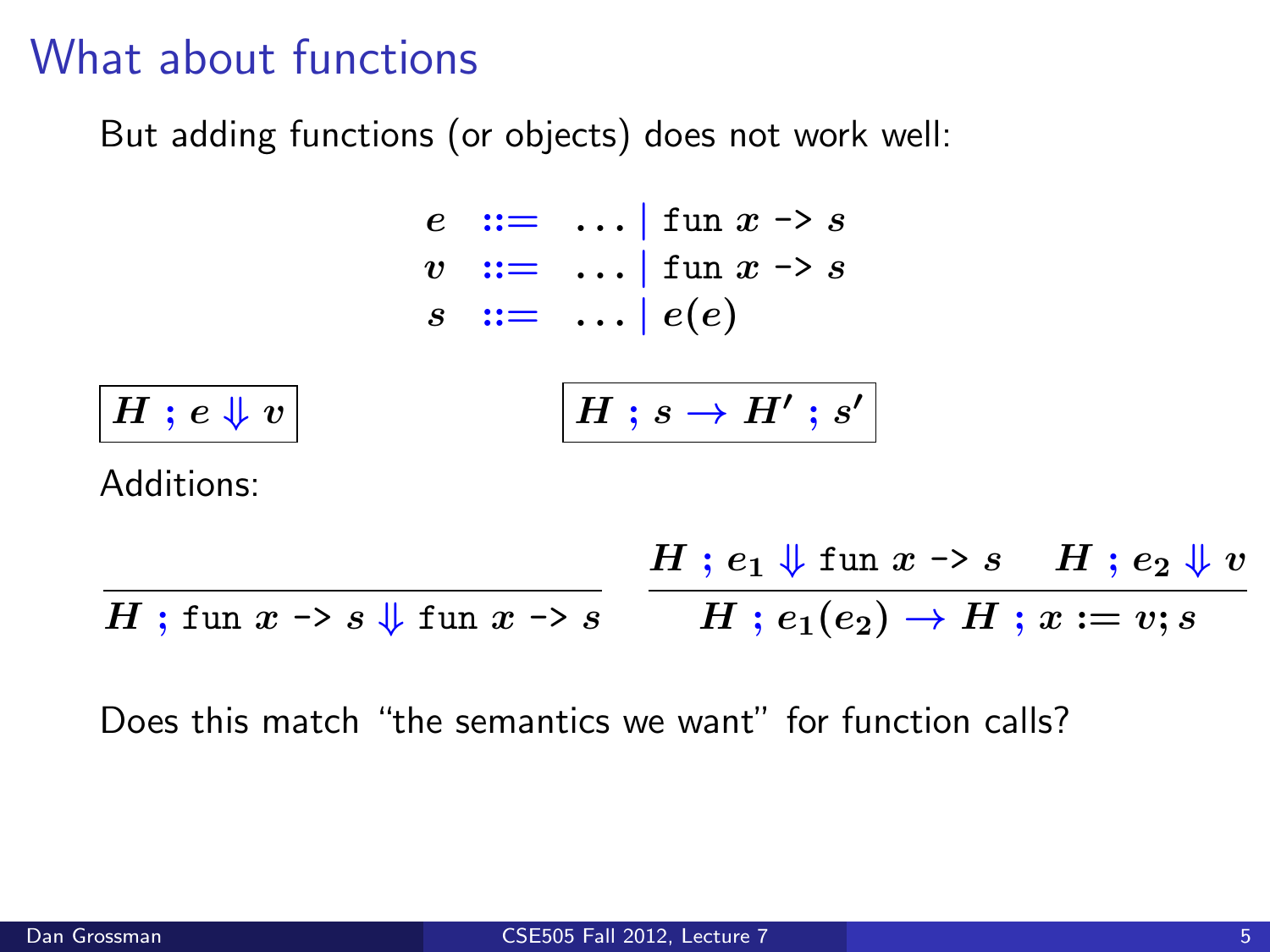# What about functions

But adding functions (or objects) does not work well:

$$
\begin{array}{rcl}
e & ::= & \ldots \mid \texttt{fun}\ x\ \texttt{->}\ s \\
v & ::= & \ldots \mid \texttt{fun}\ x\ \texttt{->}\ s \\
s & ::= & \ldots \mid e(e)
\end{array}
$$

$\boxed{H\ ;\ e \Downarrow v}$ $\boxed{H\ ;\ s \rightarrow H'\ ;\ s'}$

Additions:

$$
\frac{}{H\ ;\ \texttt{fun}\ x\ \texttt{->}\ s \Downarrow \texttt{fun}\ x\ \texttt{->}\ s}
\qquad
\frac{H\ ;\ e_1 \Downarrow \texttt{fun}\ x\ \texttt{->}\ s \qquad H\ ;\ e_2 \Downarrow v}{H\ ;\ e_1(e_2) \rightarrow H\ ;\ x := v; s}
$$

Does this match "the semantics we want" for function calls?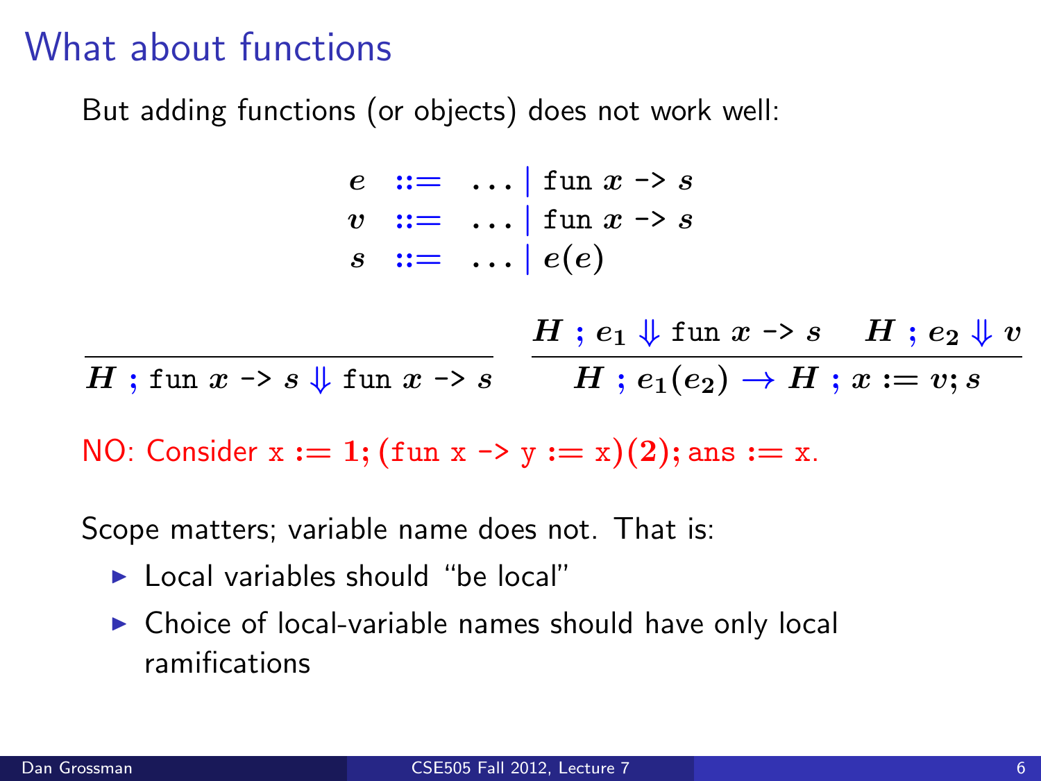# What about functions

But adding functions (or objects) does not work well:

$$
\begin{array}{rcl}
e & ::= & \ldots \mid \texttt{fun}\ x\ \texttt{->}\ s \\
v & ::= & \ldots \mid \texttt{fun}\ x\ \texttt{->}\ s \\
s & ::= & \ldots \mid e(e)
\end{array}
$$

$$
\frac{}{H\ ;\ \texttt{fun}\ x\ \texttt{->}\ s \Downarrow \texttt{fun}\ x\ \texttt{->}\ s}
\qquad
\frac{H\ ;\ e_1 \Downarrow \texttt{fun}\ x\ \texttt{->}\ s \quad H\ ;\ e_2 \Downarrow v}{H\ ;\ e_1(e_2) \rightarrow H\ ;\ x := v; s}
$$

NO: Consider $\texttt{x} := 1; (\texttt{fun x -> y} := \texttt{x})(2); \texttt{ans} := \texttt{x}$.

Scope matters; variable name does not. That is:

- Local variables should "be local"
- Choice of local-variable names should have only local ramifications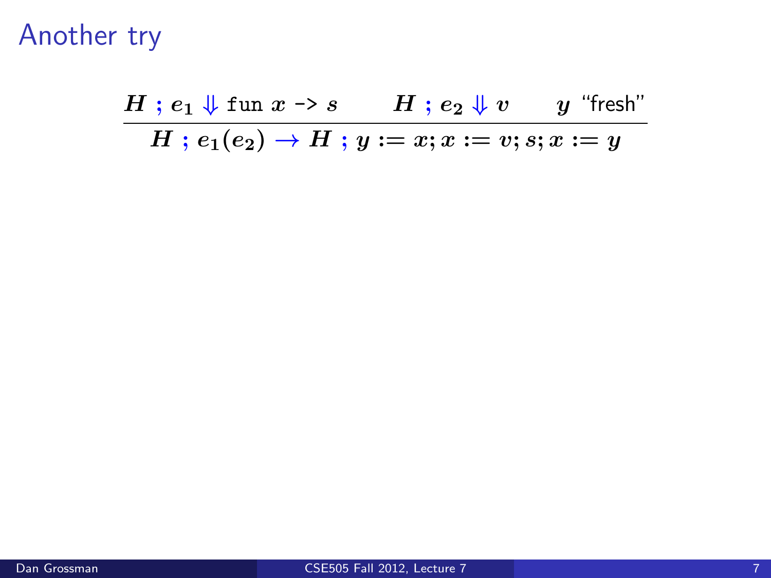# Another try

$$\frac{H\ ;\ e_1 \Downarrow \texttt{fun}\ x\ \texttt{->}\ s \qquad H\ ;\ e_2 \Downarrow v \qquad y \text{ ``fresh''}}{H\ ;\ e_1(e_2) \rightarrow H\ ;\ y := x; x := v; s; x := y}$$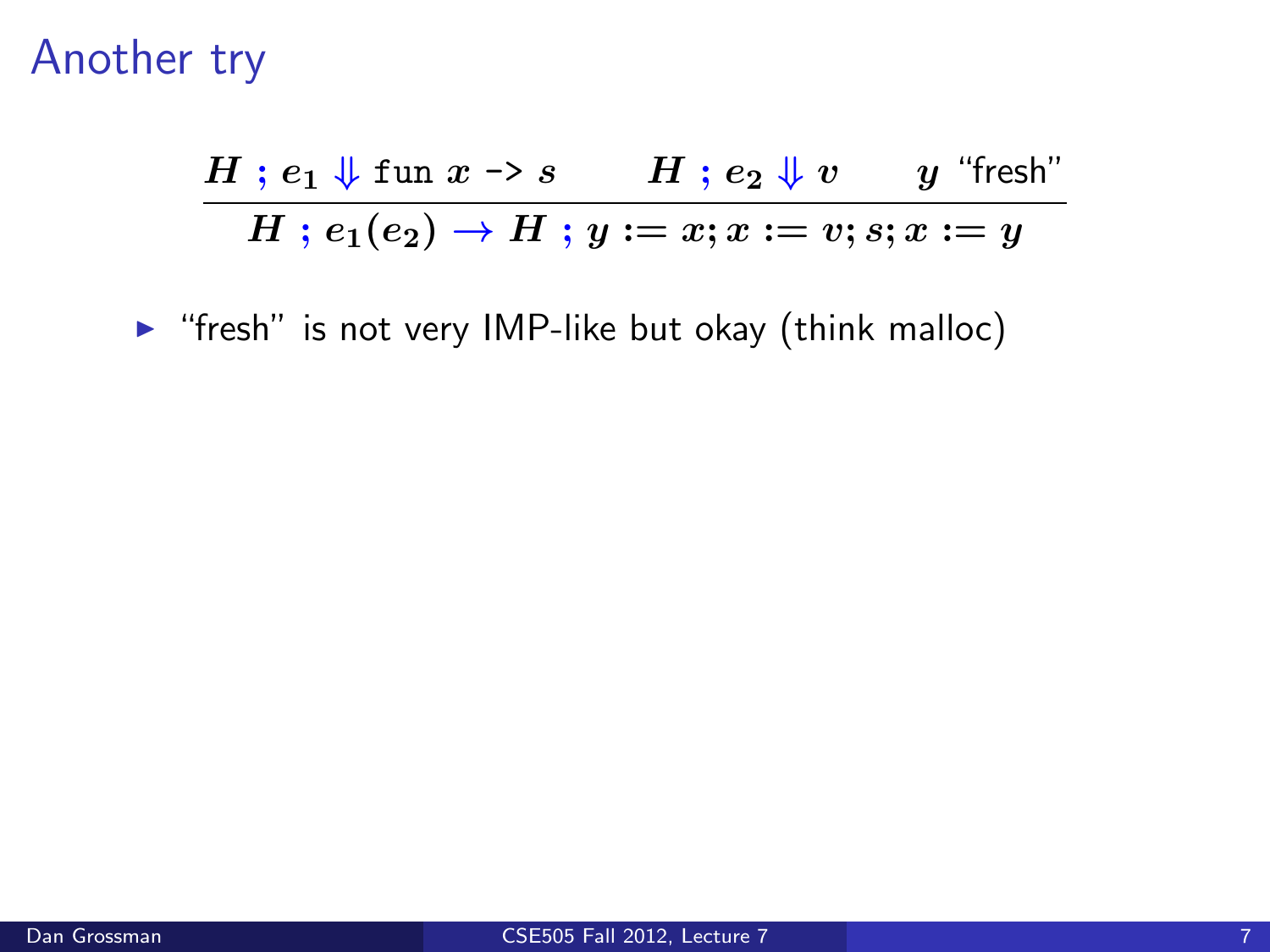# Another try

$$\frac{H \; ; \; e_1 \Downarrow \texttt{fun } x \texttt{ -> } s \qquad H \; ; \; e_2 \Downarrow v \qquad y \text{ “fresh”}}{H \; ; \; e_1(e_2) \rightarrow H \; ; \; y := x; x := v; s; x := y}$$

- “fresh” is not very IMP-like but okay (think malloc)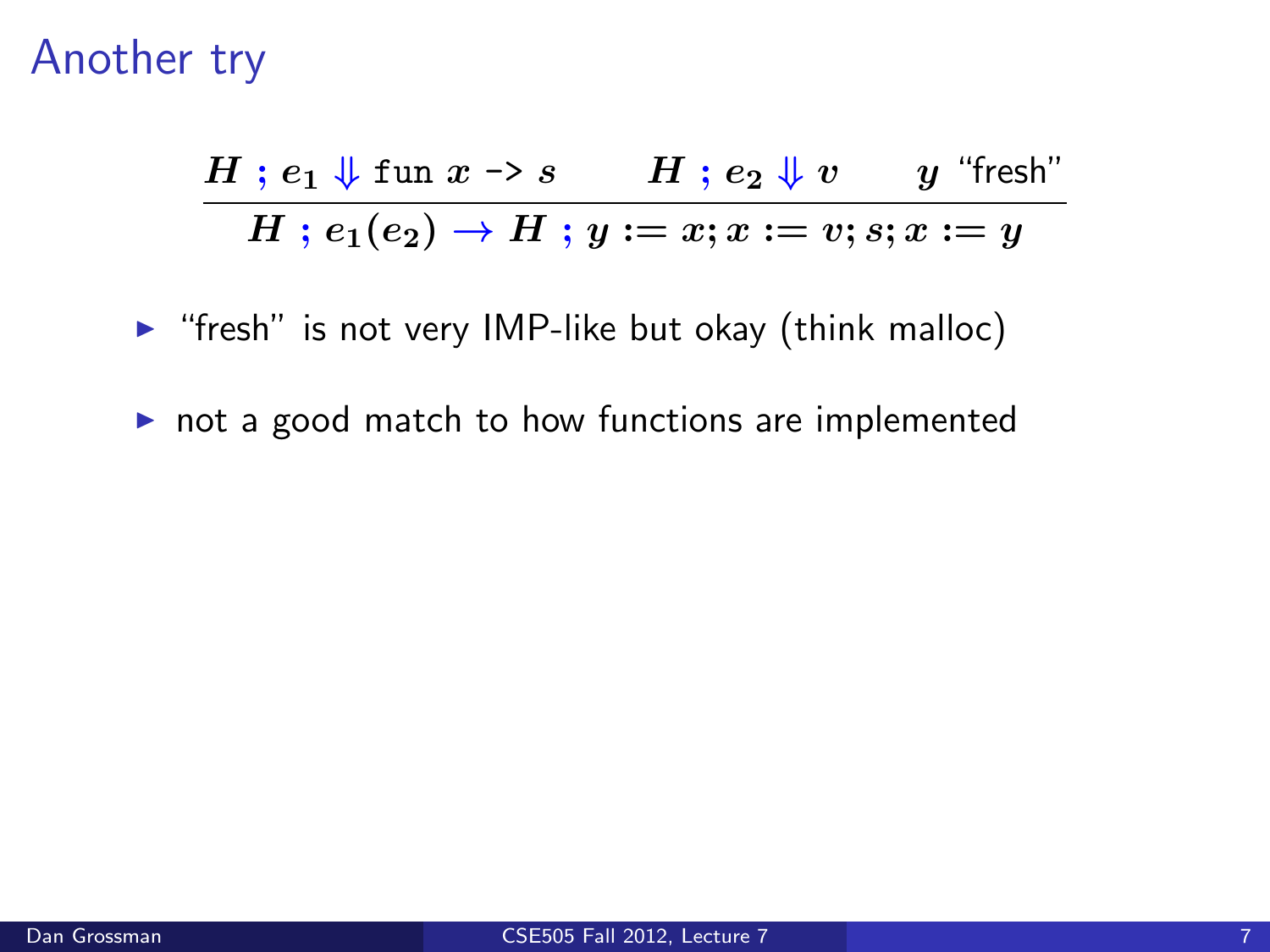# Another try

$$\frac{H \;;\; e_1 \Downarrow \texttt{fun}\; x \;\texttt{->}\; s \qquad H \;;\; e_2 \Downarrow v \qquad y \text{ "fresh"}}{H \;;\; e_1(e_2) \rightarrow H \;;\; y := x; x := v; s; x := y}$$

- "fresh" is not very IMP-like but okay (think malloc)
- not a good match to how functions are implemented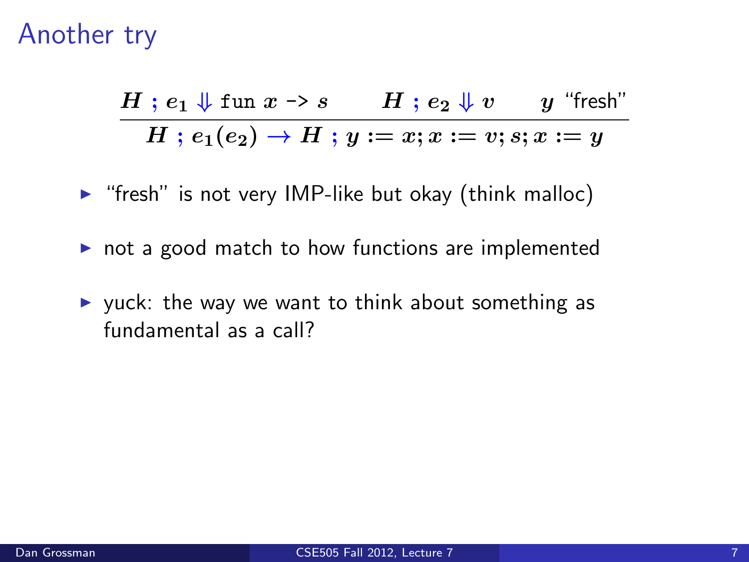# Another try

$$\frac{H \; ; \; e_1 \Downarrow \texttt{fun}\; x \;\texttt{->}\; s \qquad H \; ; \; e_2 \Downarrow v \qquad y \text{ “fresh”}}{H \; ; \; e_1(e_2) \rightarrow H \; ; \; y := x; x := v; s; x := y}$$

- “fresh” is not very IMP-like but okay (think malloc)
- not a good match to how functions are implemented
- yuck: the way we want to think about something as fundamental as a call?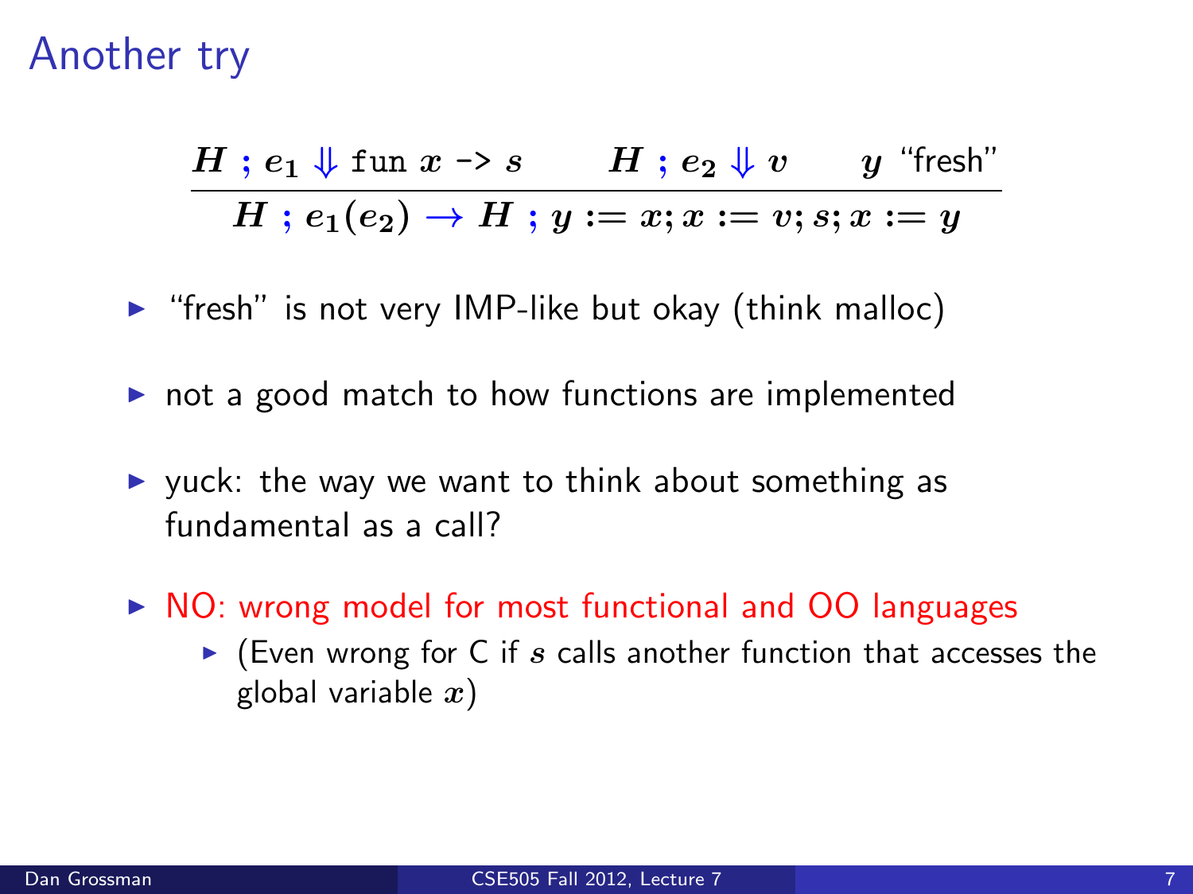# Another try

$$\frac{H \; ; e_1 \Downarrow \texttt{fun } x \texttt{ -> } s \qquad H \; ; e_2 \Downarrow v \qquad y \text{ ``fresh''}}{H \; ; e_1(e_2) \rightarrow H \; ; y := x; x := v; s; x := y}$$

- "fresh" is not very IMP-like but okay (think malloc)
- not a good match to how functions are implemented
- yuck: the way we want to think about something as fundamental as a call?
- NO: wrong model for most functional and OO languages
  - (Even wrong for C if $s$ calls another function that accesses the global variable $x$)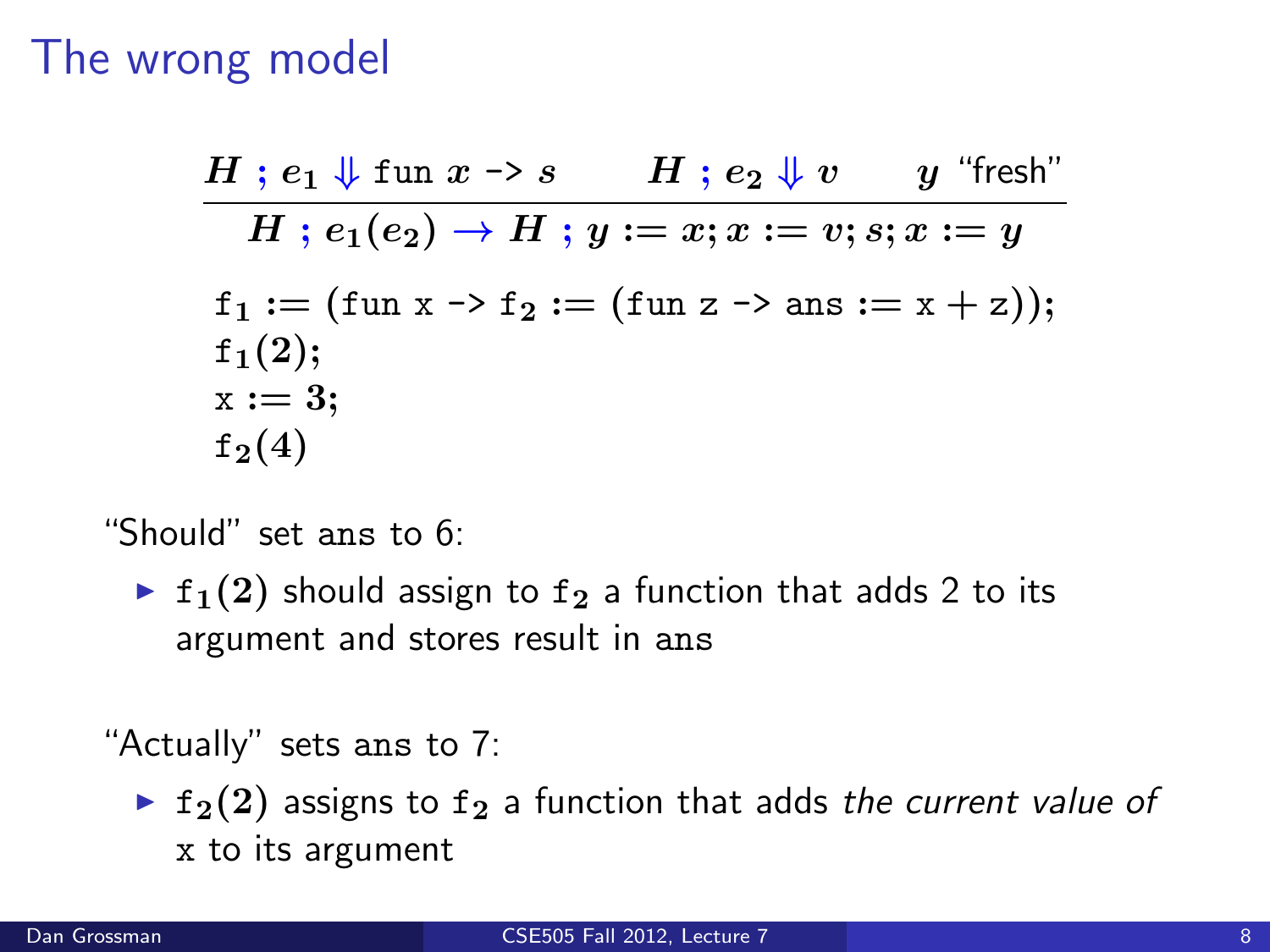# The wrong model

$$\frac{H\ ;\ e_1 \Downarrow \texttt{fun}\ x\ \texttt{->}\ s \qquad H\ ;\ e_2 \Downarrow v \qquad y \text{ ``fresh''}}{H\ ;\ e_1(e_2) \rightarrow H\ ;\ y := x; x := v; s; x := y}$$

```
f1 := (fun x -> f2 := (fun z -> ans := x + z));
f1(2);
x := 3;
f2(4)
```

"Should" set ans to 6:

- $\texttt{f}_1(2)$ should assign to $\texttt{f}_2$ a function that adds 2 to its argument and stores result in ans

"Actually" sets ans to 7:

- $\texttt{f}_2(2)$ assigns to $\texttt{f}_2$ a function that adds *the current value of* x to its argument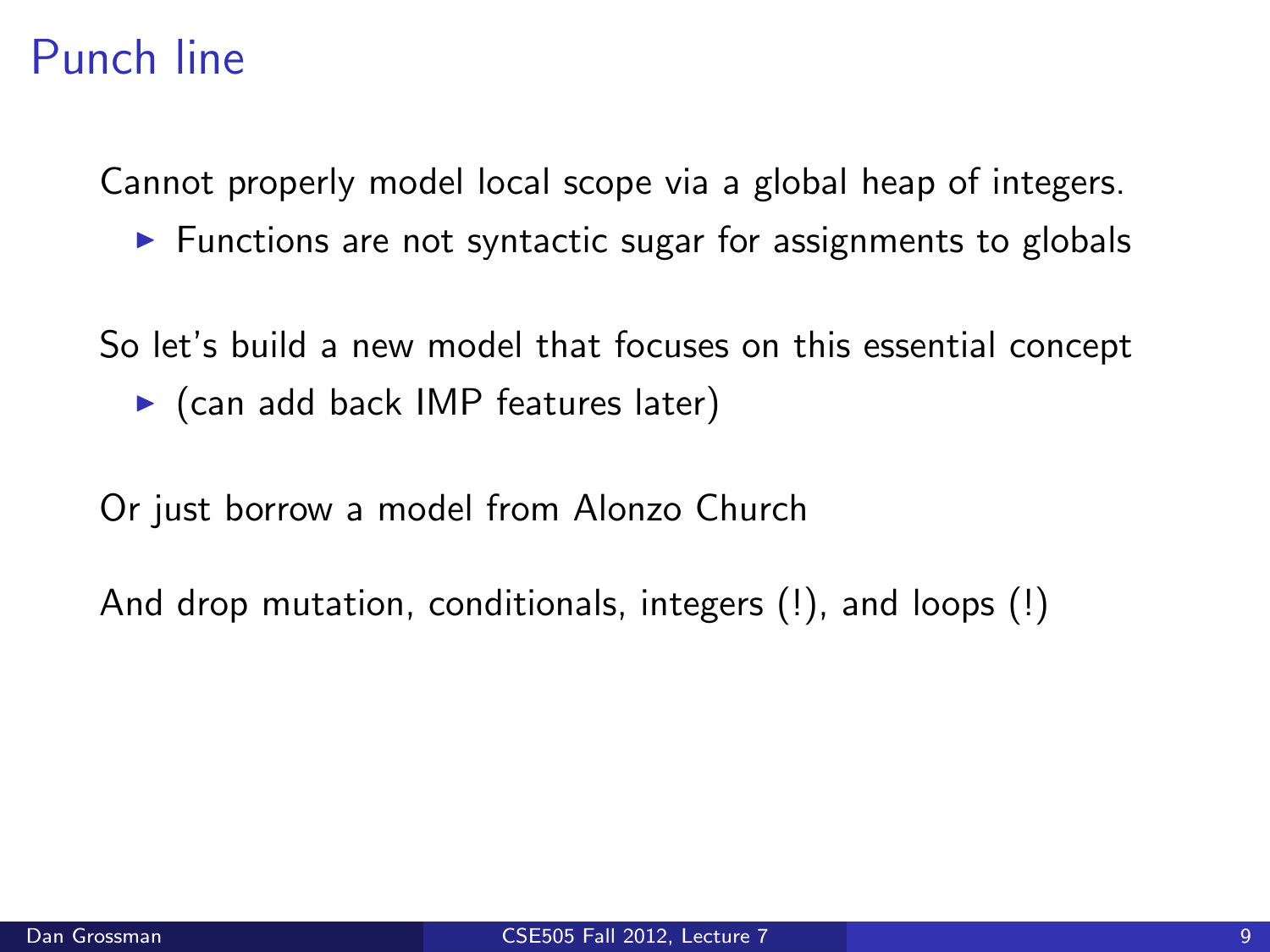# Punch line

Cannot properly model local scope via a global heap of integers.

- Functions are not syntactic sugar for assignments to globals

So let's build a new model that focuses on this essential concept

- (can add back IMP features later)

Or just borrow a model from Alonzo Church

And drop mutation, conditionals, integers (!), and loops (!)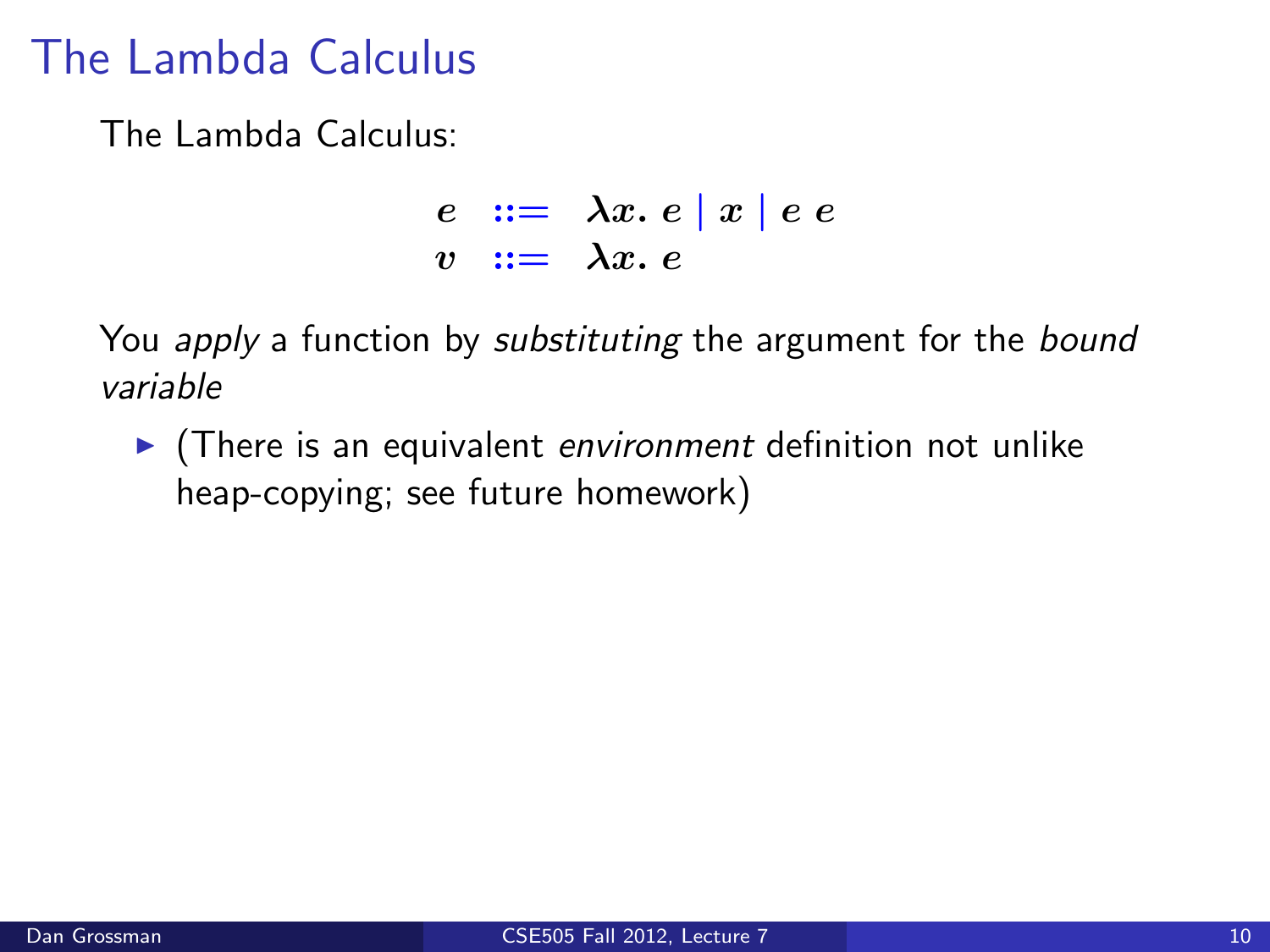# The Lambda Calculus

The Lambda Calculus:

$$
\begin{array}{rcl}
e & ::= & \lambda x.\ e \mid x \mid e\ e \\
v & ::= & \lambda x.\ e
\end{array}
$$

You *apply* a function by *substituting* the argument for the *bound variable*

- (There is an equivalent *environment* definition not unlike heap-copying; see future homework)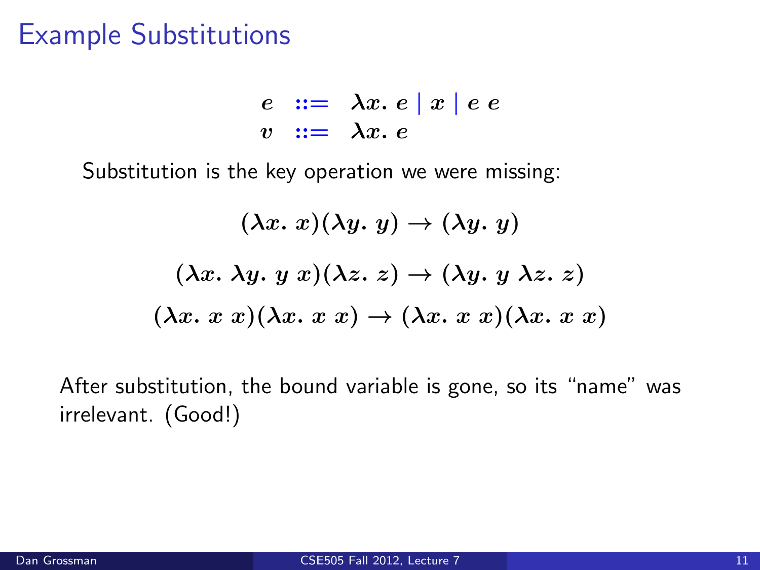# Example Substitutions

$$
\begin{array}{lcl}
e & ::= & \lambda x.\ e \mid x \mid e\ e \\
v & ::= & \lambda x.\ e
\end{array}
$$

Substitution is the key operation we were missing:

$$(\lambda x.\ x)(\lambda y.\ y) \rightarrow (\lambda y.\ y)$$

$$(\lambda x.\ \lambda y.\ y\ x)(\lambda z.\ z) \rightarrow (\lambda y.\ y\ \lambda z.\ z)$$

$$(\lambda x.\ x\ x)(\lambda x.\ x\ x) \rightarrow (\lambda x.\ x\ x)(\lambda x.\ x\ x)$$

After substitution, the bound variable is gone, so its "name" was irrelevant. (Good!)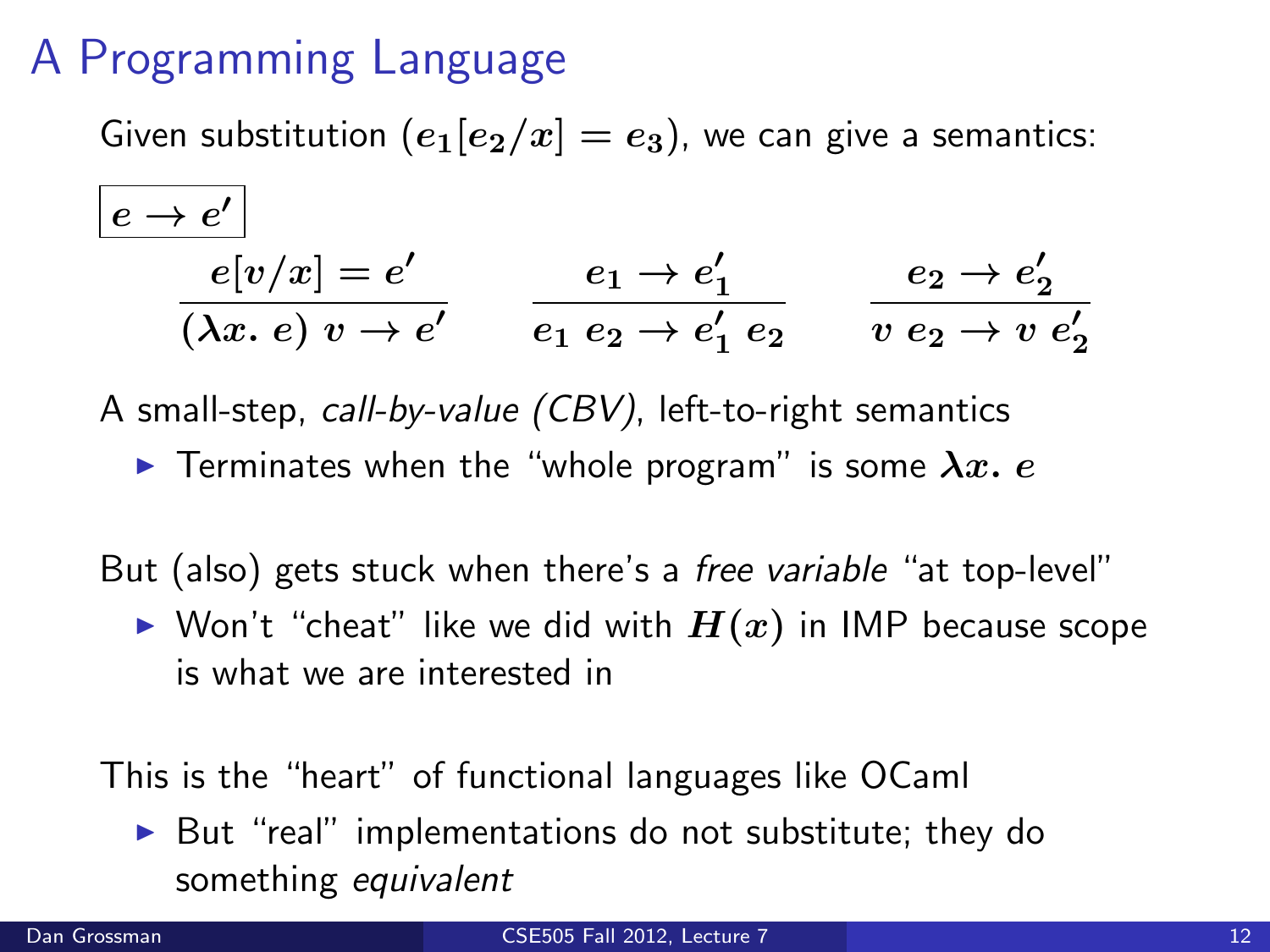# A Programming Language

Given substitution ($e_1[e_2/x] = e_3$), we can give a semantics:

$\boxed{e \rightarrow e'}$

$$\frac{e[v/x] = e'}{(\lambda x.\ e)\ v \rightarrow e'} \qquad \frac{e_1 \rightarrow e_1'}{e_1\ e_2 \rightarrow e_1'\ e_2} \qquad \frac{e_2 \rightarrow e_2'}{v\ e_2 \rightarrow v\ e_2'}$$

A small-step, *call-by-value (CBV)*, left-to-right semantics

- Terminates when the "whole program" is some $\lambda x.\ e$

But (also) gets stuck when there's a *free variable* "at top-level"

- Won't "cheat" like we did with $H(x)$ in IMP because scope is what we are interested in

This is the "heart" of functional languages like OCaml

- But "real" implementations do not substitute; they do something *equivalent*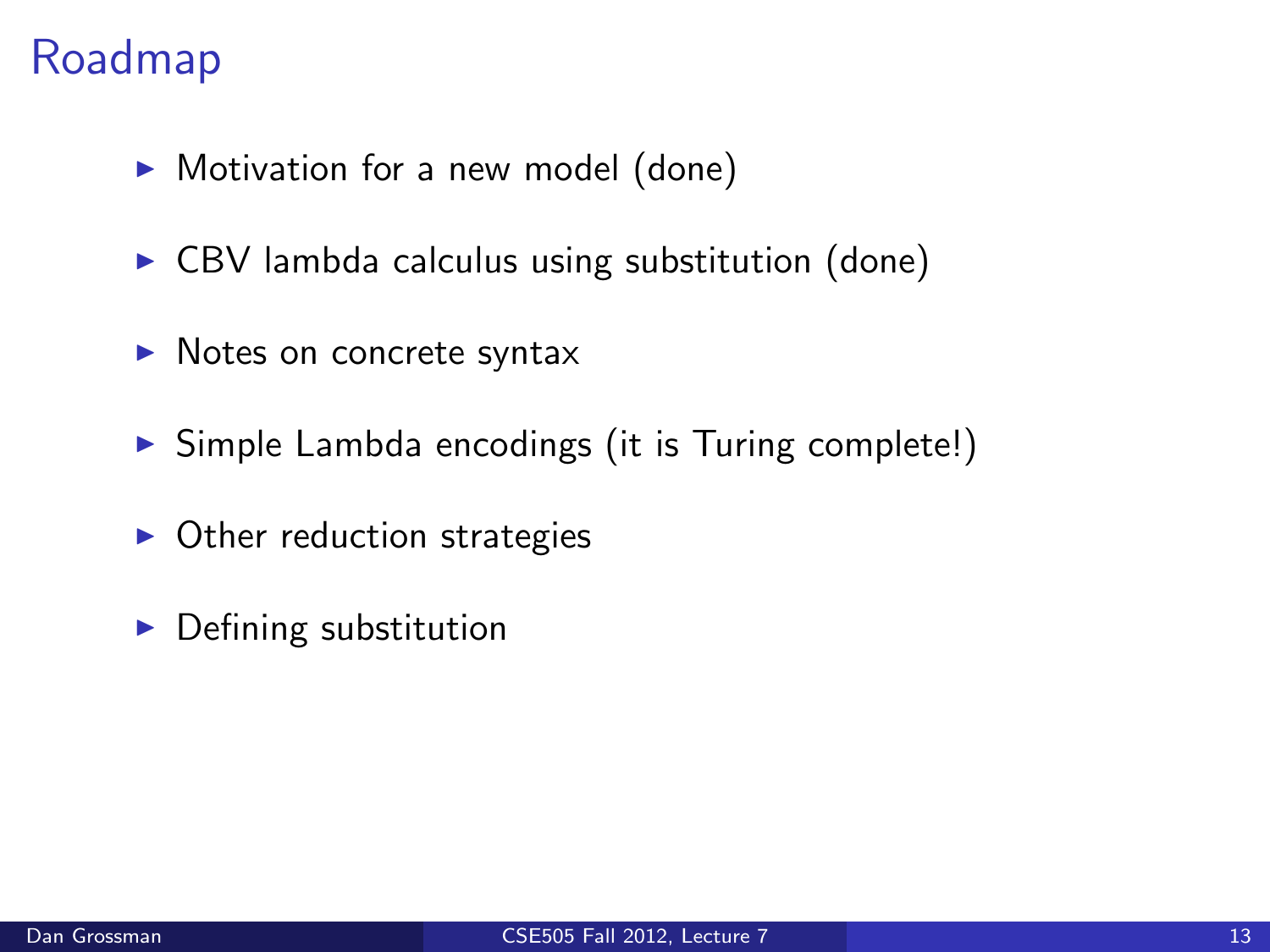# Roadmap

- Motivation for a new model (done)
- CBV lambda calculus using substitution (done)
- Notes on concrete syntax
- Simple Lambda encodings (it is Turing complete!)
- Other reduction strategies
- Defining substitution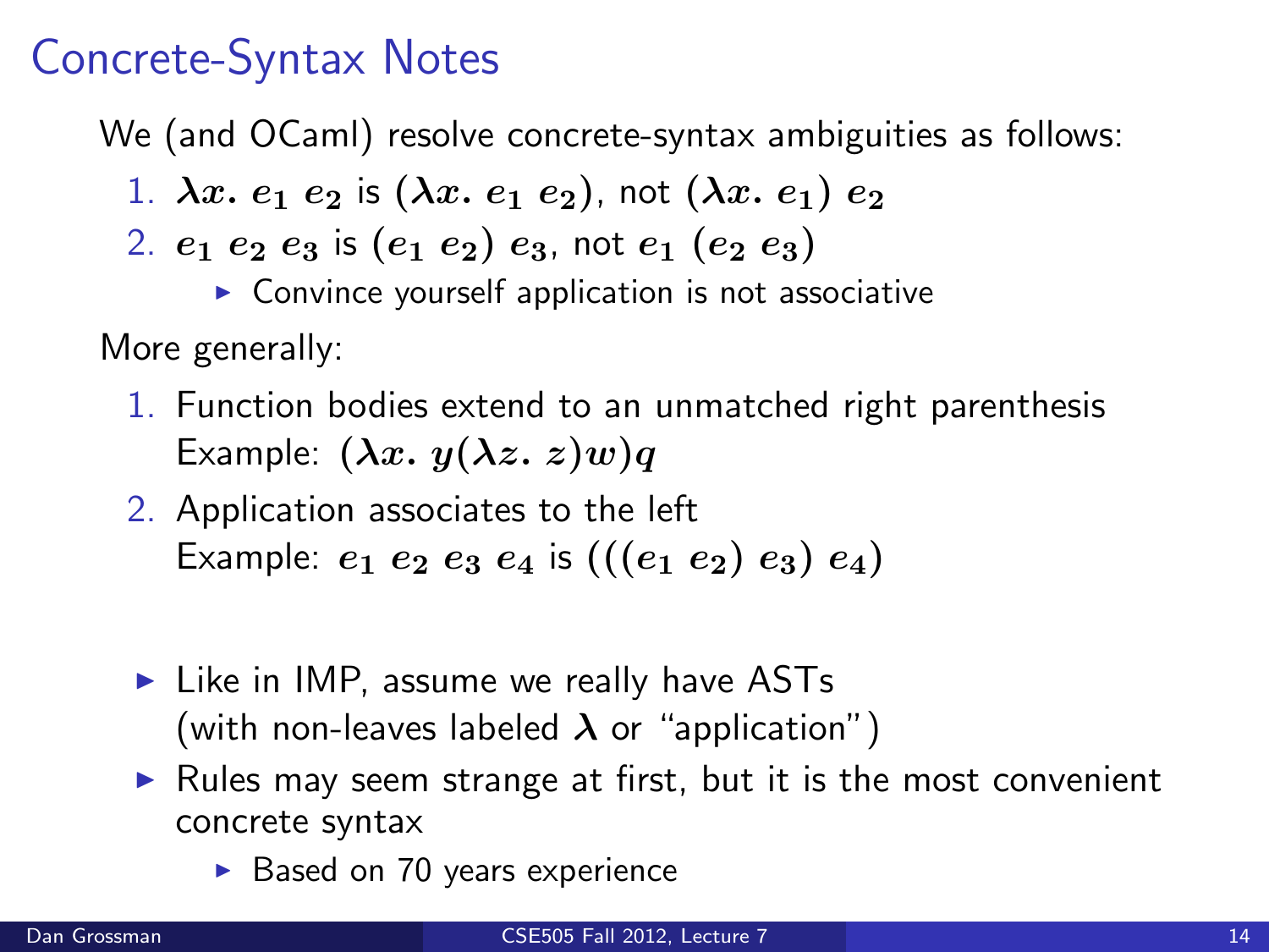# Concrete-Syntax Notes

We (and OCaml) resolve concrete-syntax ambiguities as follows:

1. $\lambda x.\ e_1\ e_2$ is $(\lambda x.\ e_1\ e_2)$, not $(\lambda x.\ e_1)\ e_2$
2. $e_1\ e_2\ e_3$ is $(e_1\ e_2)\ e_3$, not $e_1\ (e_2\ e_3)$
   - Convince yourself application is not associative

More generally:

1. Function bodies extend to an unmatched right parenthesis
   Example: $(\lambda x.\ y(\lambda z.\ z)w)q$
2. Application associates to the left
   Example: $e_1\ e_2\ e_3\ e_4$ is $(((e_1\ e_2)\ e_3)\ e_4)$

- Like in IMP, assume we really have ASTs (with non-leaves labeled $\lambda$ or "application")
- Rules may seem strange at first, but it is the most convenient concrete syntax
  - Based on 70 years experience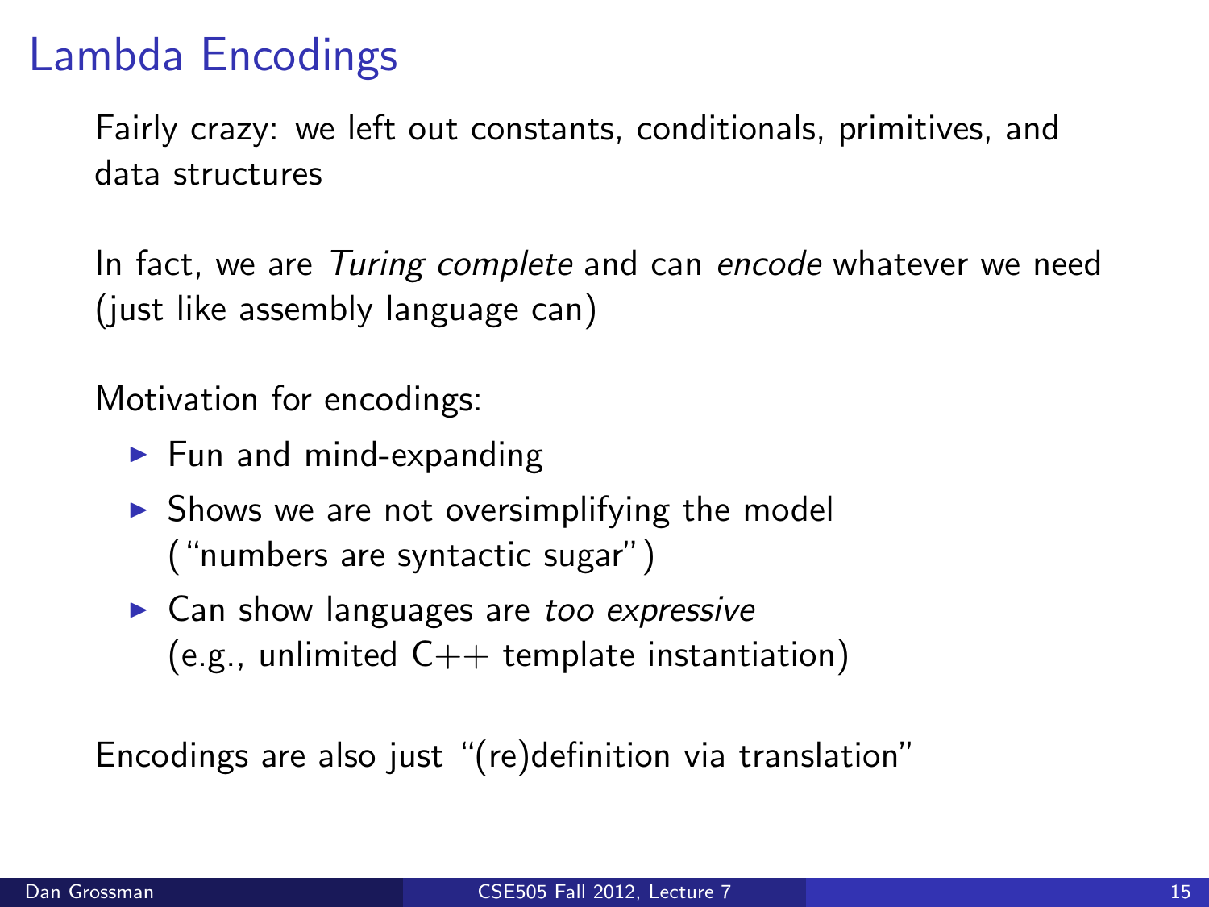# Lambda Encodings

Fairly crazy: we left out constants, conditionals, primitives, and data structures

In fact, we are *Turing complete* and can *encode* whatever we need (just like assembly language can)

Motivation for encodings:

- Fun and mind-expanding
- Shows we are not oversimplifying the model ("numbers are syntactic sugar")
- Can show languages are *too expressive* (e.g., unlimited C++ template instantiation)

Encodings are also just "(re)definition via translation"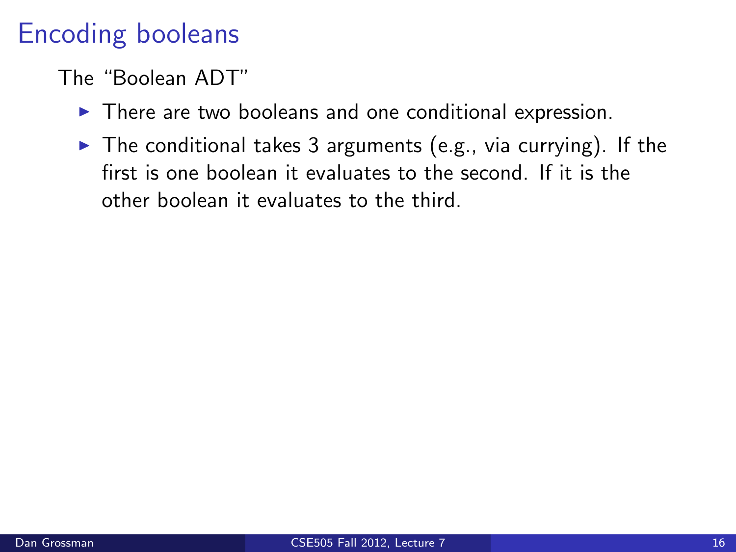# Encoding booleans

The "Boolean ADT"

- There are two booleans and one conditional expression.
- The conditional takes 3 arguments (e.g., via currying). If the first is one boolean it evaluates to the second. If it is the other boolean it evaluates to the third.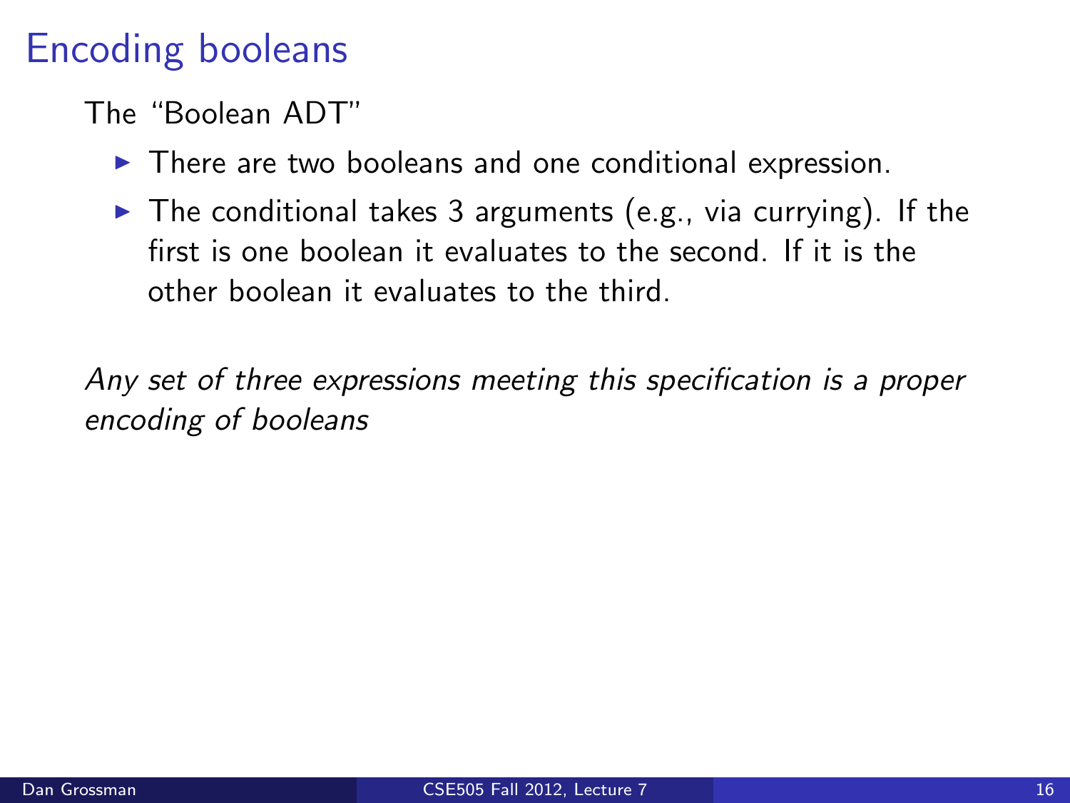# Encoding booleans

The "Boolean ADT"

- There are two booleans and one conditional expression.
- The conditional takes 3 arguments (e.g., via currying). If the first is one boolean it evaluates to the second. If it is the other boolean it evaluates to the third.

*Any set of three expressions meeting this specification is a proper encoding of booleans*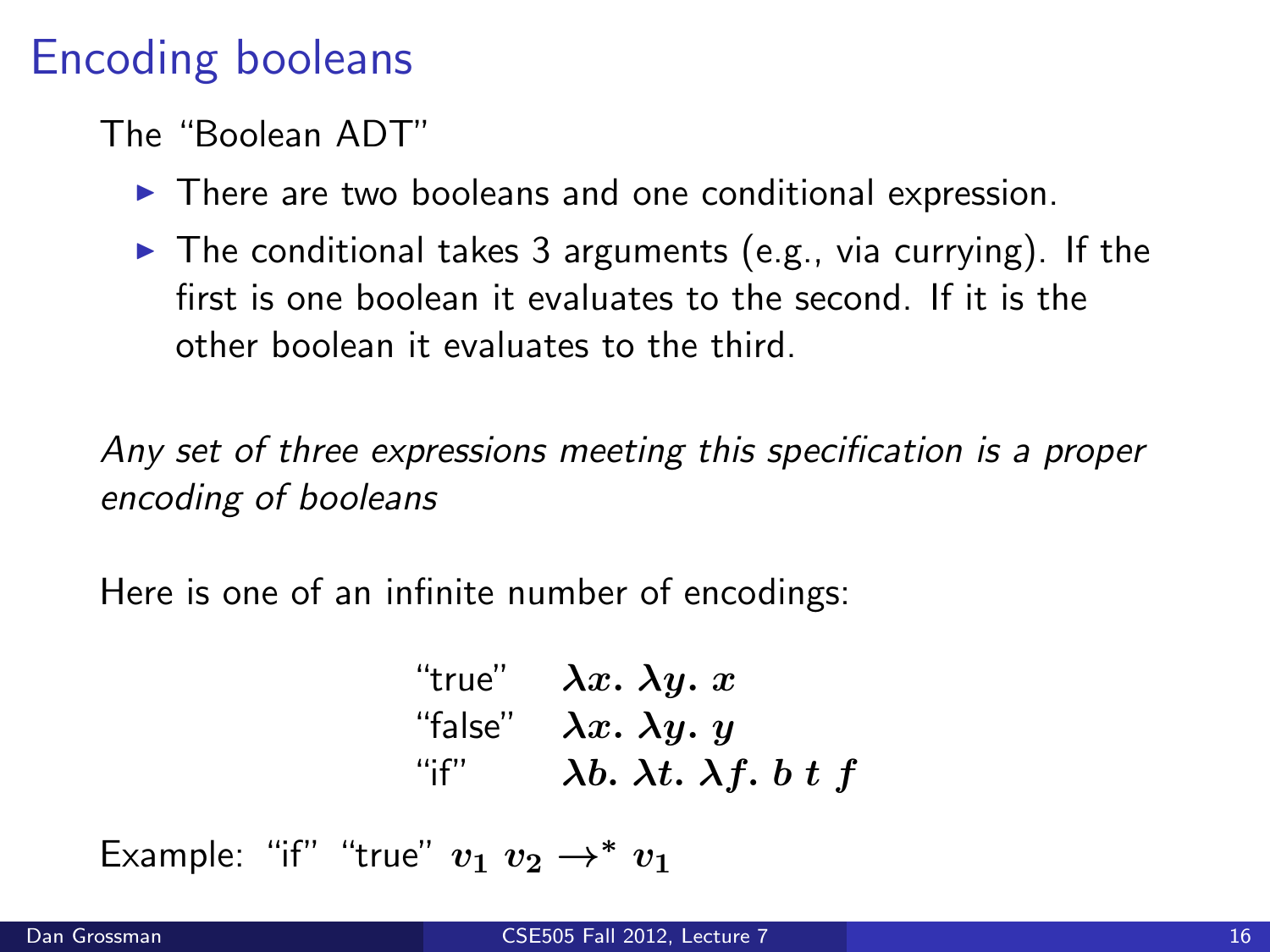# Encoding booleans

The "Boolean ADT"

- There are two booleans and one conditional expression.
- The conditional takes 3 arguments (e.g., via currying). If the first is one boolean it evaluates to the second. If it is the other boolean it evaluates to the third.

*Any set of three expressions meeting this specification is a proper encoding of booleans*

Here is one of an infinite number of encodings:

| | |
|---|---|
| "true" | $\lambda x.\ \lambda y.\ x$ |
| "false" | $\lambda x.\ \lambda y.\ y$ |
| "if" | $\lambda b.\ \lambda t.\ \lambda f.\ b\ t\ f$ |

Example: "if" "true" $v_1\ v_2 \rightarrow^* v_1$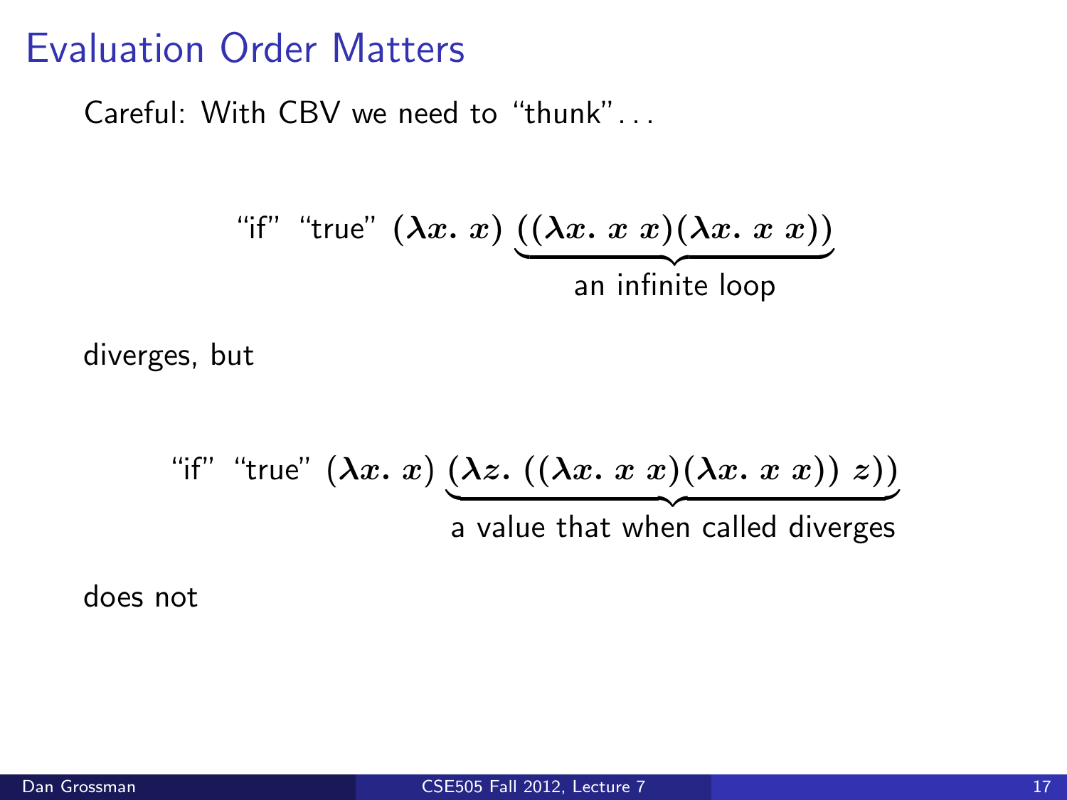# Evaluation Order Matters

Careful: With CBV we need to "thunk"...

$$\text{"if" "true"} \ (\boldsymbol{\lambda x.\ x}) \ \underbrace{((\boldsymbol{\lambda x.\ x\ x})(\boldsymbol{\lambda x.\ x\ x}))}_{\text{an infinite loop}}$$

diverges, but

$$\text{"if" "true"} \ (\boldsymbol{\lambda x.\ x}) \ \underbrace{(\boldsymbol{\lambda z.\ ((\lambda x.\ x\ x)(\lambda x.\ x\ x))\ z})}_{\text{a value that when called diverges}}$$

does not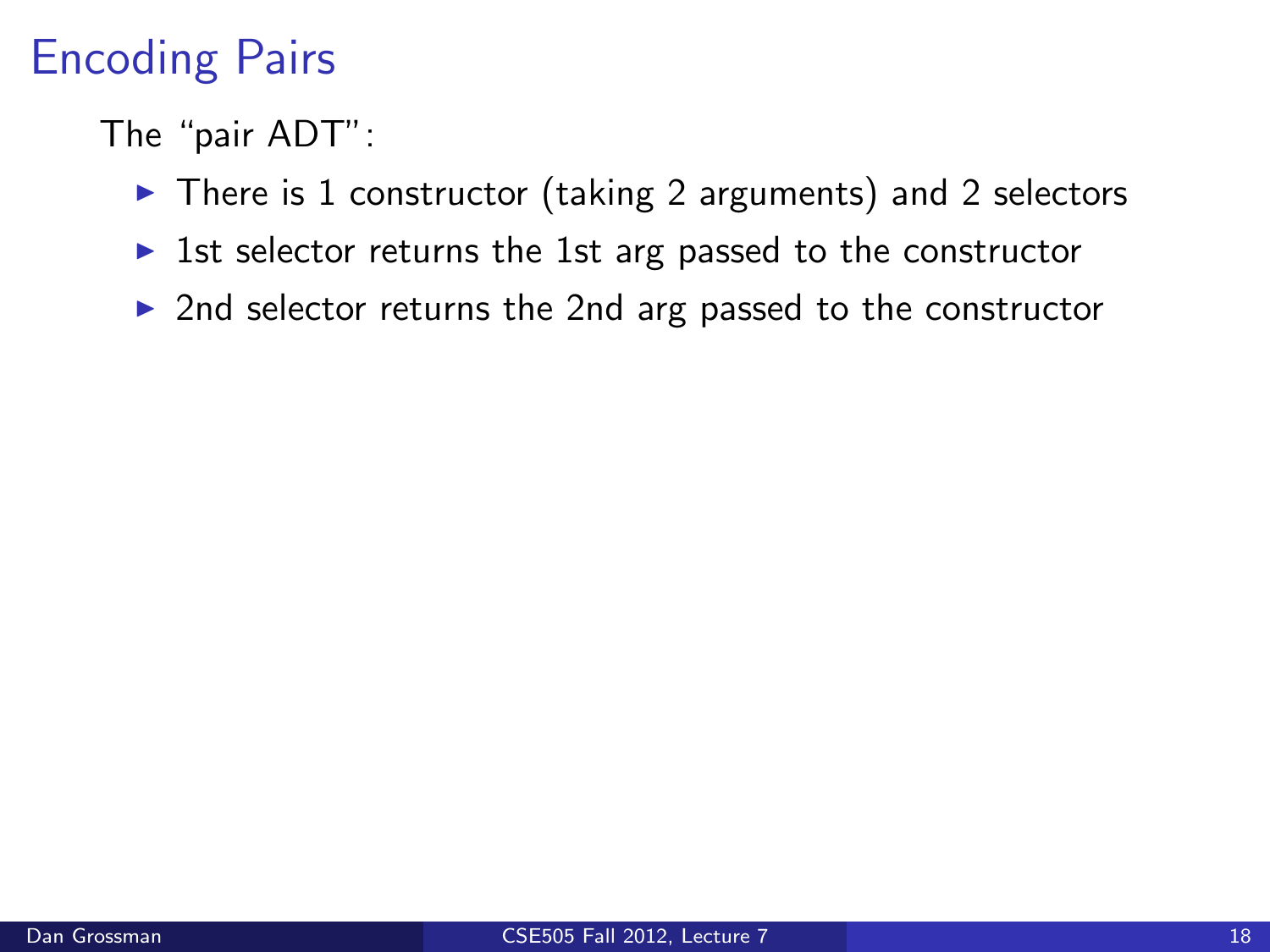# Encoding Pairs

The "pair ADT":

- There is 1 constructor (taking 2 arguments) and 2 selectors
- 1st selector returns the 1st arg passed to the constructor
- 2nd selector returns the 2nd arg passed to the constructor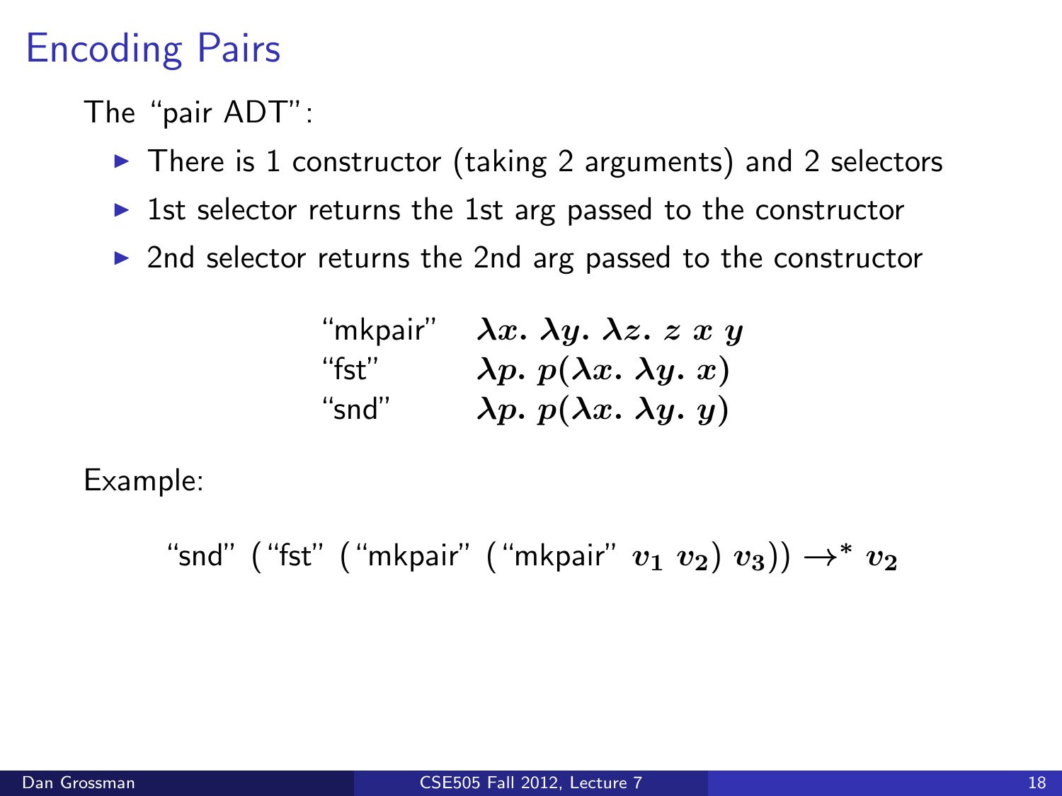# Encoding Pairs

The "pair ADT":

- There is 1 constructor (taking 2 arguments) and 2 selectors
- 1st selector returns the 1st arg passed to the constructor
- 2nd selector returns the 2nd arg passed to the constructor

| | |
|---|---|
| "mkpair" | $\lambda x.\ \lambda y.\ \lambda z.\ z\ x\ y$ |
| "fst" | $\lambda p.\ p(\lambda x.\ \lambda y.\ x)$ |
| "snd" | $\lambda p.\ p(\lambda x.\ \lambda y.\ y)$ |

Example:

$$\text{“snd”}\ (\text{“fst”}\ (\text{“mkpair”}\ (\text{“mkpair”}\ v_1\ v_2)\ v_3)) \to^* v_2$$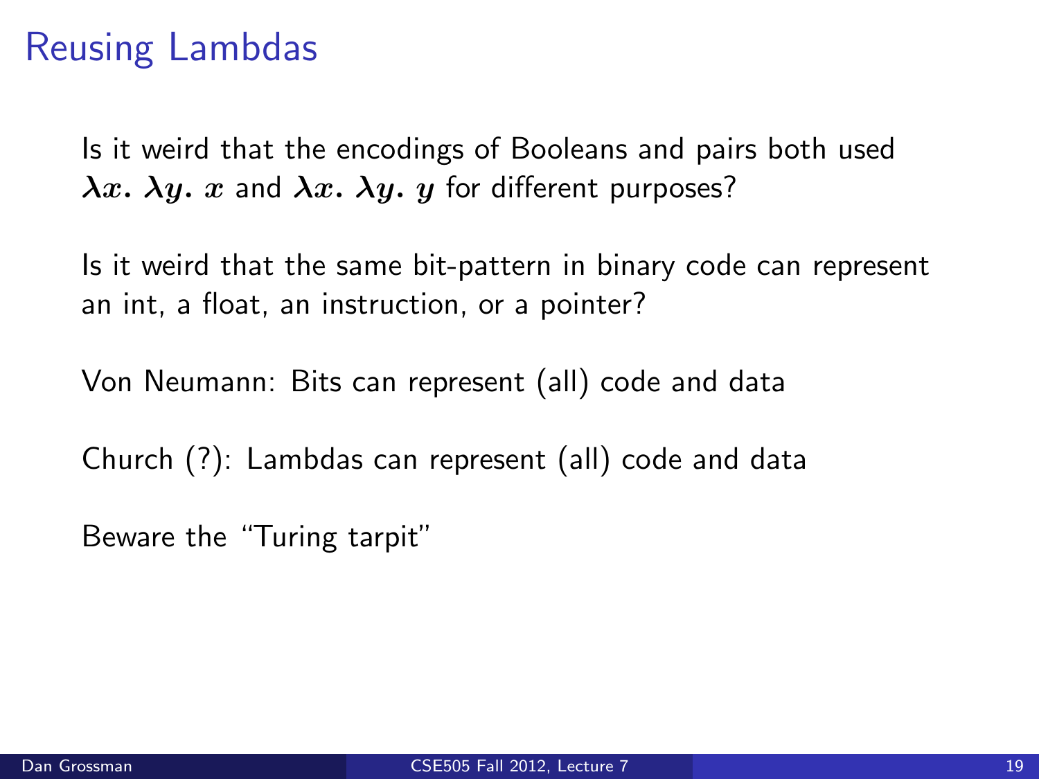# Reusing Lambdas

Is it weird that the encodings of Booleans and pairs both used $\lambda x.\ \lambda y.\ x$ and $\lambda x.\ \lambda y.\ y$ for different purposes?

Is it weird that the same bit-pattern in binary code can represent an int, a float, an instruction, or a pointer?

Von Neumann: Bits can represent (all) code and data

Church (?): Lambdas can represent (all) code and data

Beware the "Turing tarpit"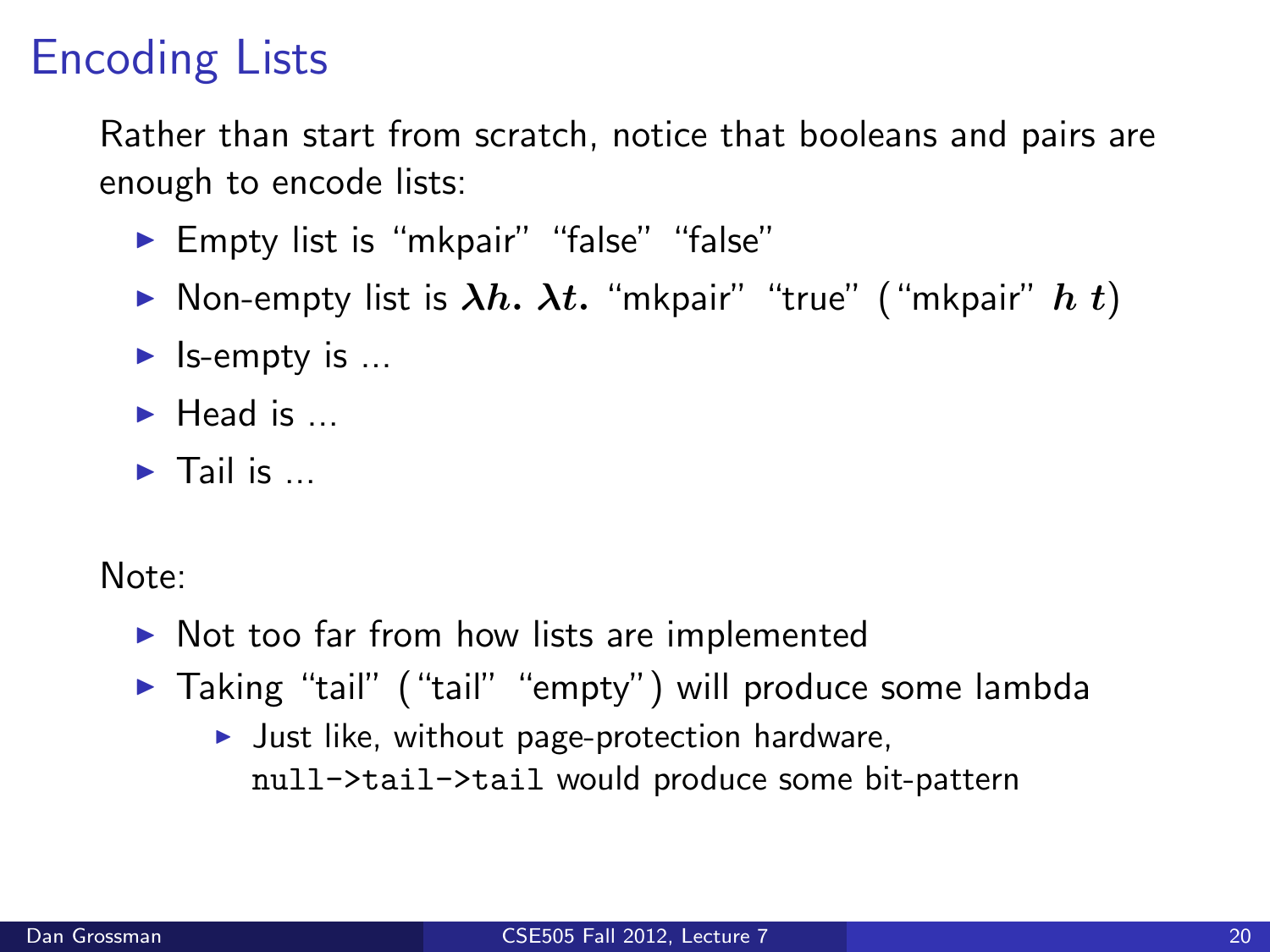# Encoding Lists

Rather than start from scratch, notice that booleans and pairs are enough to encode lists:

- Empty list is "mkpair" "false" "false"
- Non-empty list is $\lambda h.\ \lambda t.$ "mkpair" "true" ("mkpair" $h\ t$)
- Is-empty is ...
- Head is ...
- Tail is ...

Note:

- Not too far from how lists are implemented
- Taking "tail" ("tail" "empty") will produce some lambda
  - Just like, without page-protection hardware, `null->tail->tail` would produce some bit-pattern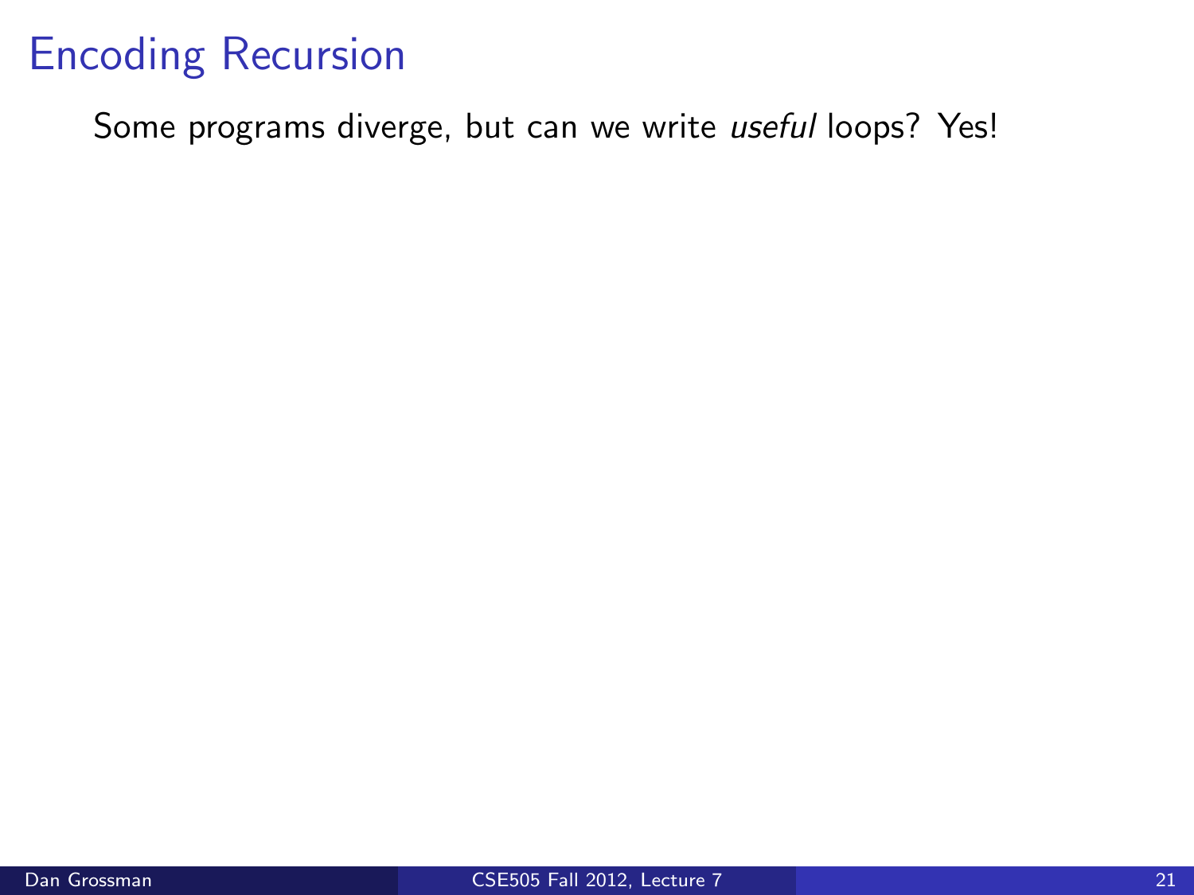# Encoding Recursion

Some programs diverge, but can we write *useful* loops? Yes!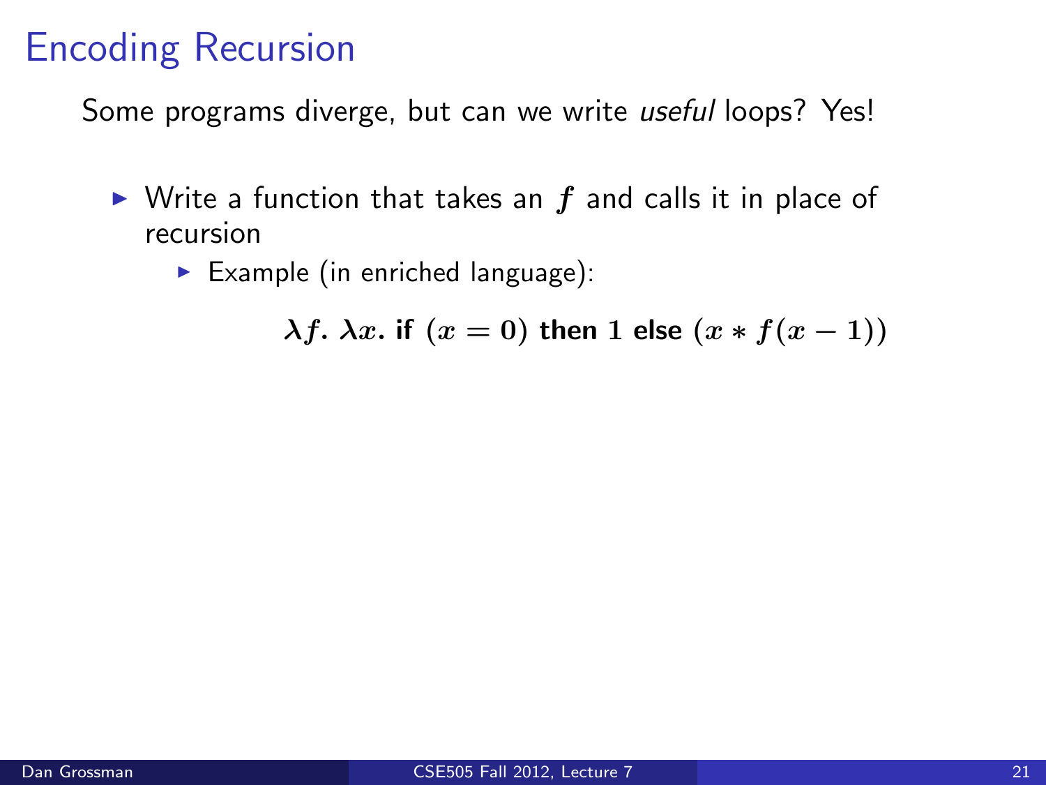# Encoding Recursion

Some programs diverge, but can we write *useful* loops? Yes!

- Write a function that takes an $f$ and calls it in place of recursion
  - Example (in enriched language):

$$\lambda f.\ \lambda x.\ \textbf{if}\ (x = 0)\ \textbf{then}\ 1\ \textbf{else}\ (x * f(x - 1))$$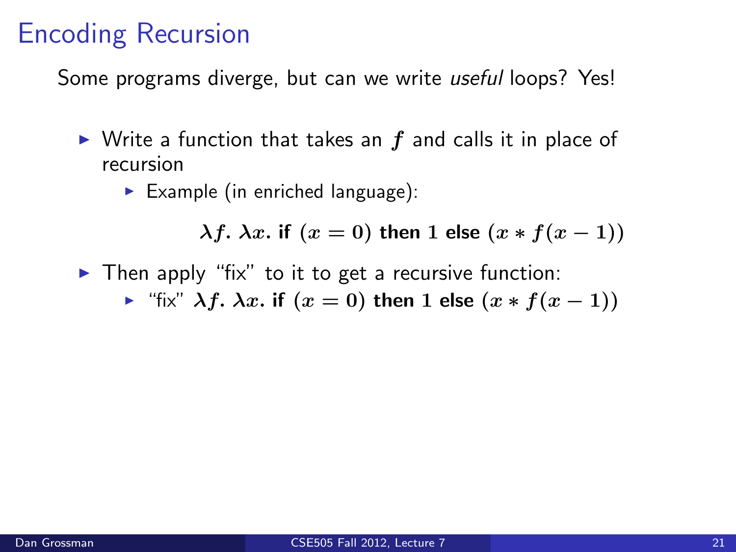# Encoding Recursion

Some programs diverge, but can we write *useful* loops? Yes!

- Write a function that takes an $f$ and calls it in place of recursion
  - Example (in enriched language):

$$\lambda f.\ \lambda x.\ \textbf{if}\ (x = 0)\ \textbf{then}\ 1\ \textbf{else}\ (x * f(x-1))$$

- Then apply "fix" to it to get a recursive function:
  - "fix" $\lambda f.\ \lambda x.\ \textbf{if}\ (x = 0)\ \textbf{then}\ 1\ \textbf{else}\ (x * f(x-1))$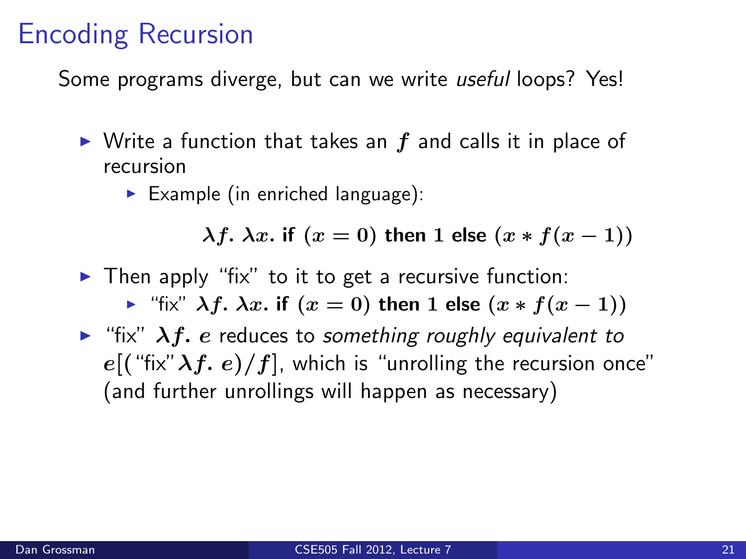# Encoding Recursion

Some programs diverge, but can we write *useful* loops? Yes!

- Write a function that takes an $f$ and calls it in place of recursion
  - Example (in enriched language):

$$\lambda f.\ \lambda x.\ \textbf{if}\ (x = 0)\ \textbf{then}\ 1\ \textbf{else}\ (x * f(x-1))$$

- Then apply "fix" to it to get a recursive function:
  - "fix" $\lambda f.\ \lambda x.\ \textbf{if}\ (x = 0)\ \textbf{then}\ 1\ \textbf{else}\ (x * f(x-1))$
- "fix" $\lambda f.\ e$ reduces to *something roughly equivalent to* $e[(\text{"fix"}\lambda f.\ e)/f]$, which is "unrolling the recursion once" (and further unrollings will happen as necessary)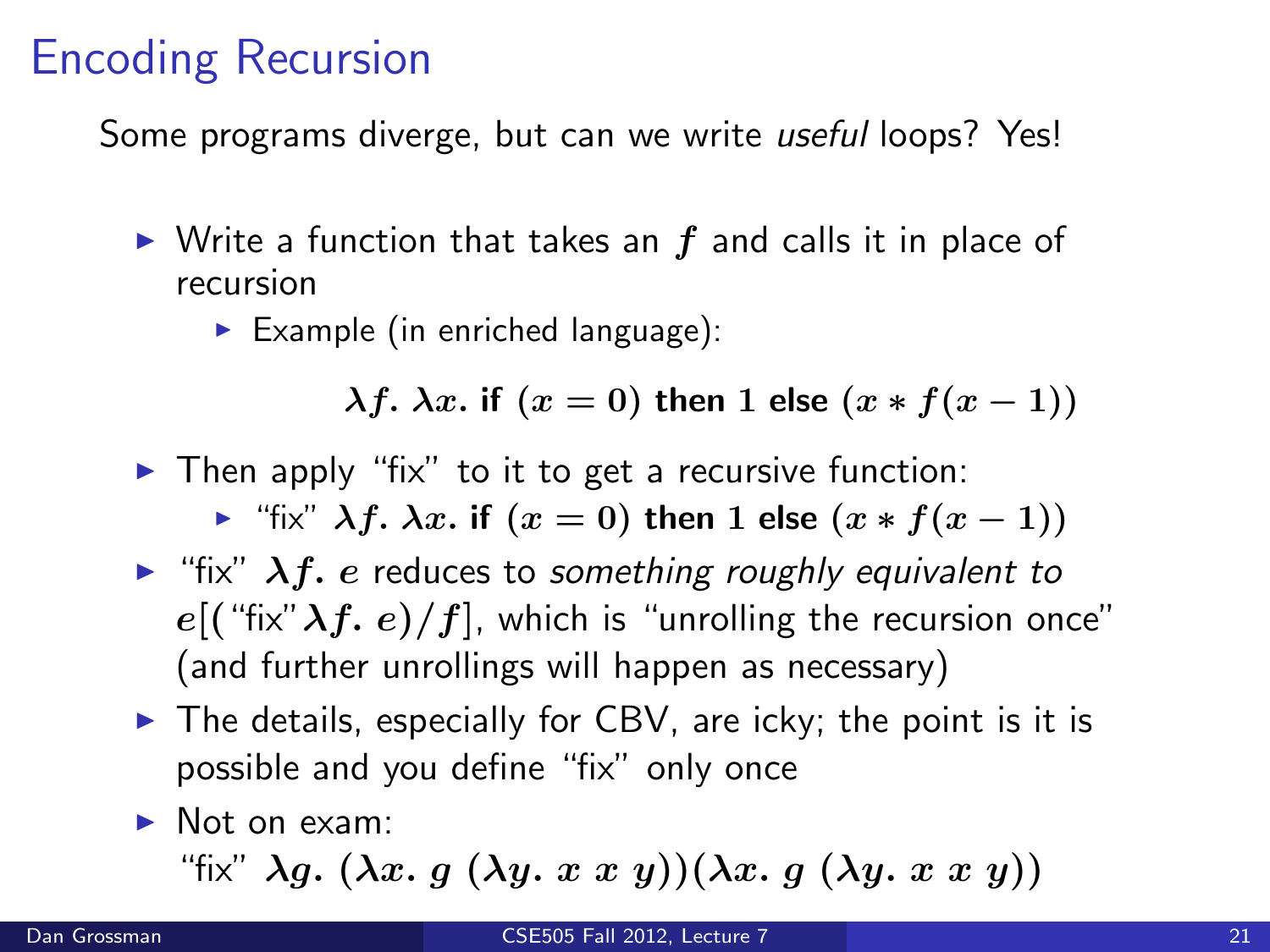# Encoding Recursion

Some programs diverge, but can we write *useful* loops? Yes!

- Write a function that takes an $f$ and calls it in place of recursion
  - Example (in enriched language):

$$\lambda f.\ \lambda x.\ \textbf{if}\ (x = 0)\ \textbf{then}\ 1\ \textbf{else}\ (x * f(x-1))$$

- Then apply "fix" to it to get a recursive function:
  - "fix" $\lambda f.\ \lambda x.\ \textbf{if}\ (x = 0)\ \textbf{then}\ 1\ \textbf{else}\ (x * f(x-1))$
- "fix" $\lambda f.\ e$ reduces to *something roughly equivalent to* $e[(\text{"fix"}\lambda f.\ e)/f]$, which is "unrolling the recursion once" (and further unrollings will happen as necessary)
- The details, especially for CBV, are icky; the point is it is possible and you define "fix" only once
- Not on exam:
  "fix" $\lambda g.\ (\lambda x.\ g\ (\lambda y.\ x\ x\ y))(\lambda x.\ g\ (\lambda y.\ x\ x\ y))$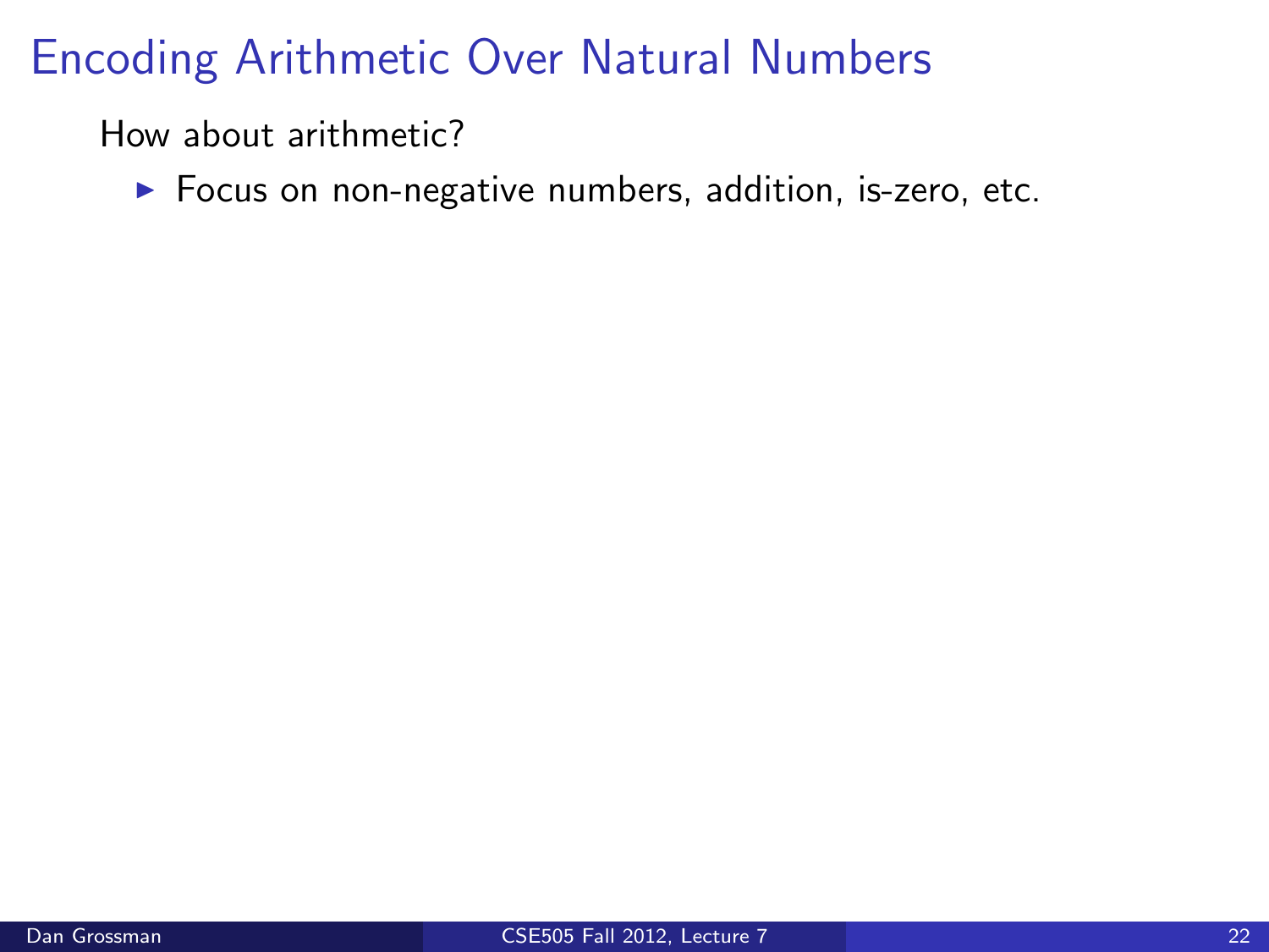# Encoding Arithmetic Over Natural Numbers

How about arithmetic?

- Focus on non-negative numbers, addition, is-zero, etc.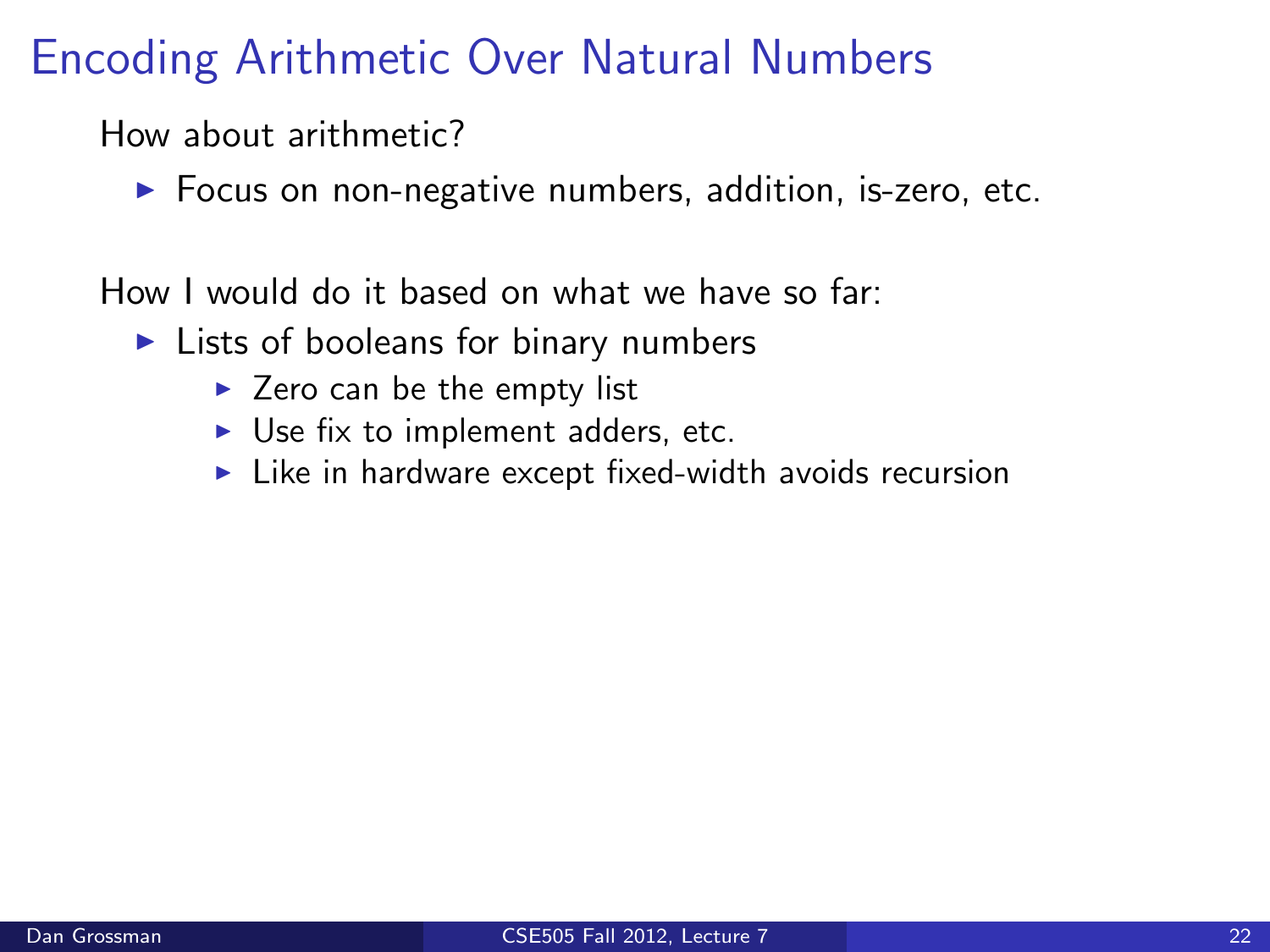# Encoding Arithmetic Over Natural Numbers

How about arithmetic?

- Focus on non-negative numbers, addition, is-zero, etc.

How I would do it based on what we have so far:

- Lists of booleans for binary numbers
  - Zero can be the empty list
  - Use fix to implement adders, etc.
  - Like in hardware except fixed-width avoids recursion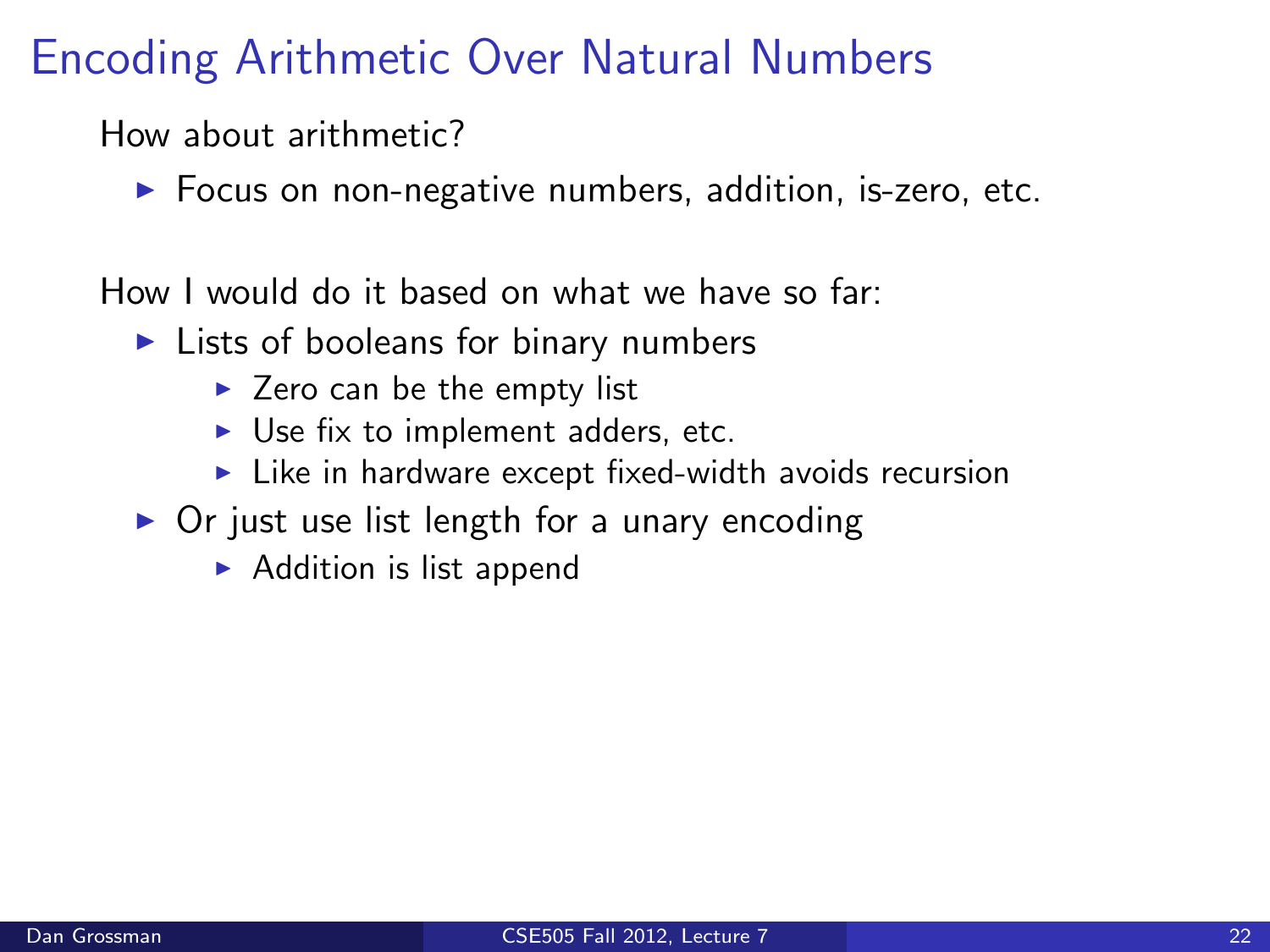# Encoding Arithmetic Over Natural Numbers

How about arithmetic?

- Focus on non-negative numbers, addition, is-zero, etc.

How I would do it based on what we have so far:

- Lists of booleans for binary numbers
  - Zero can be the empty list
  - Use fix to implement adders, etc.
  - Like in hardware except fixed-width avoids recursion
- Or just use list length for a unary encoding
  - Addition is list append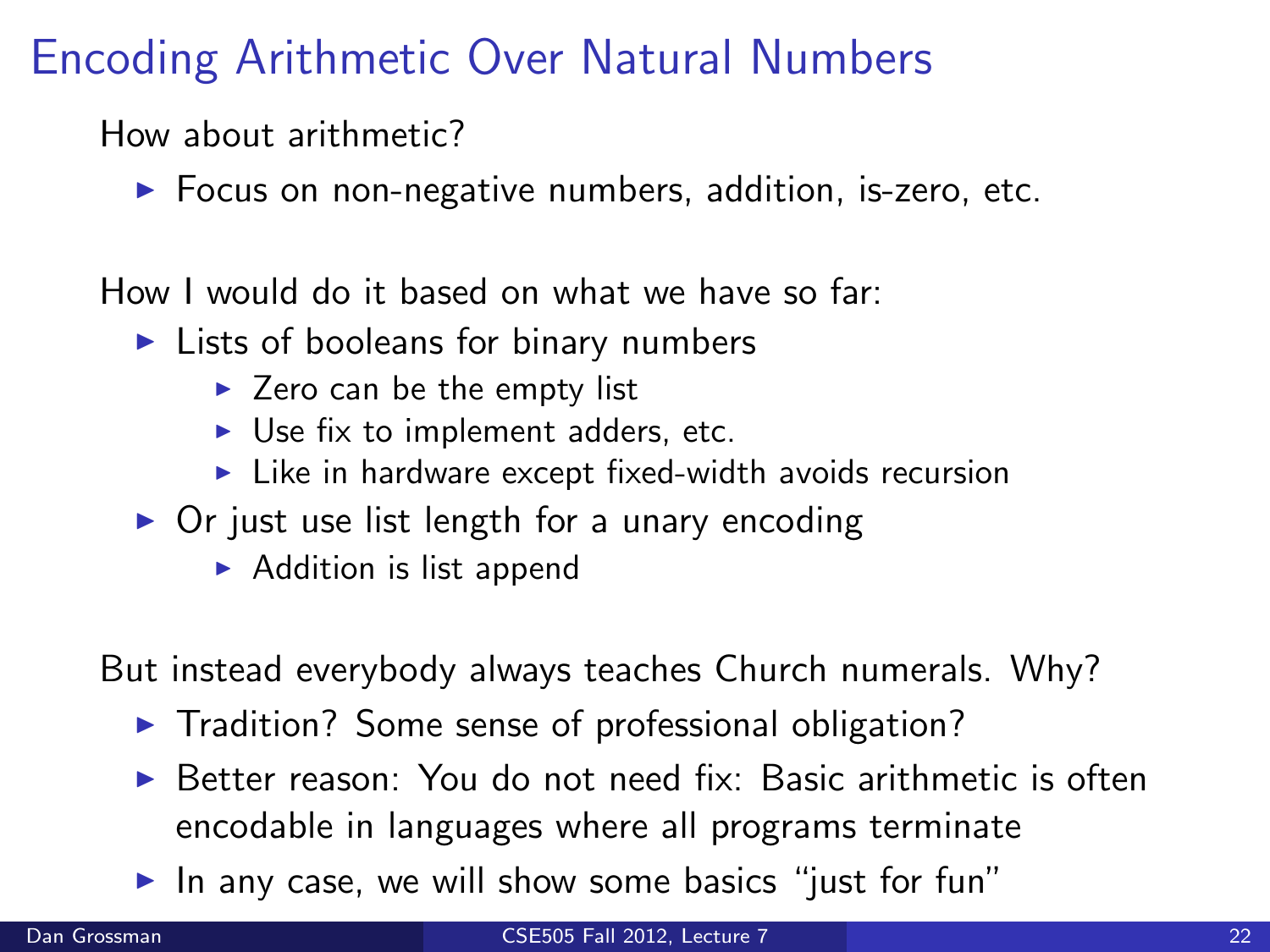# Encoding Arithmetic Over Natural Numbers

How about arithmetic?

- Focus on non-negative numbers, addition, is-zero, etc.

How I would do it based on what we have so far:

- Lists of booleans for binary numbers
  - Zero can be the empty list
  - Use fix to implement adders, etc.
  - Like in hardware except fixed-width avoids recursion
- Or just use list length for a unary encoding
  - Addition is list append

But instead everybody always teaches Church numerals. Why?

- Tradition? Some sense of professional obligation?
- Better reason: You do not need fix: Basic arithmetic is often encodable in languages where all programs terminate
- In any case, we will show some basics "just for fun"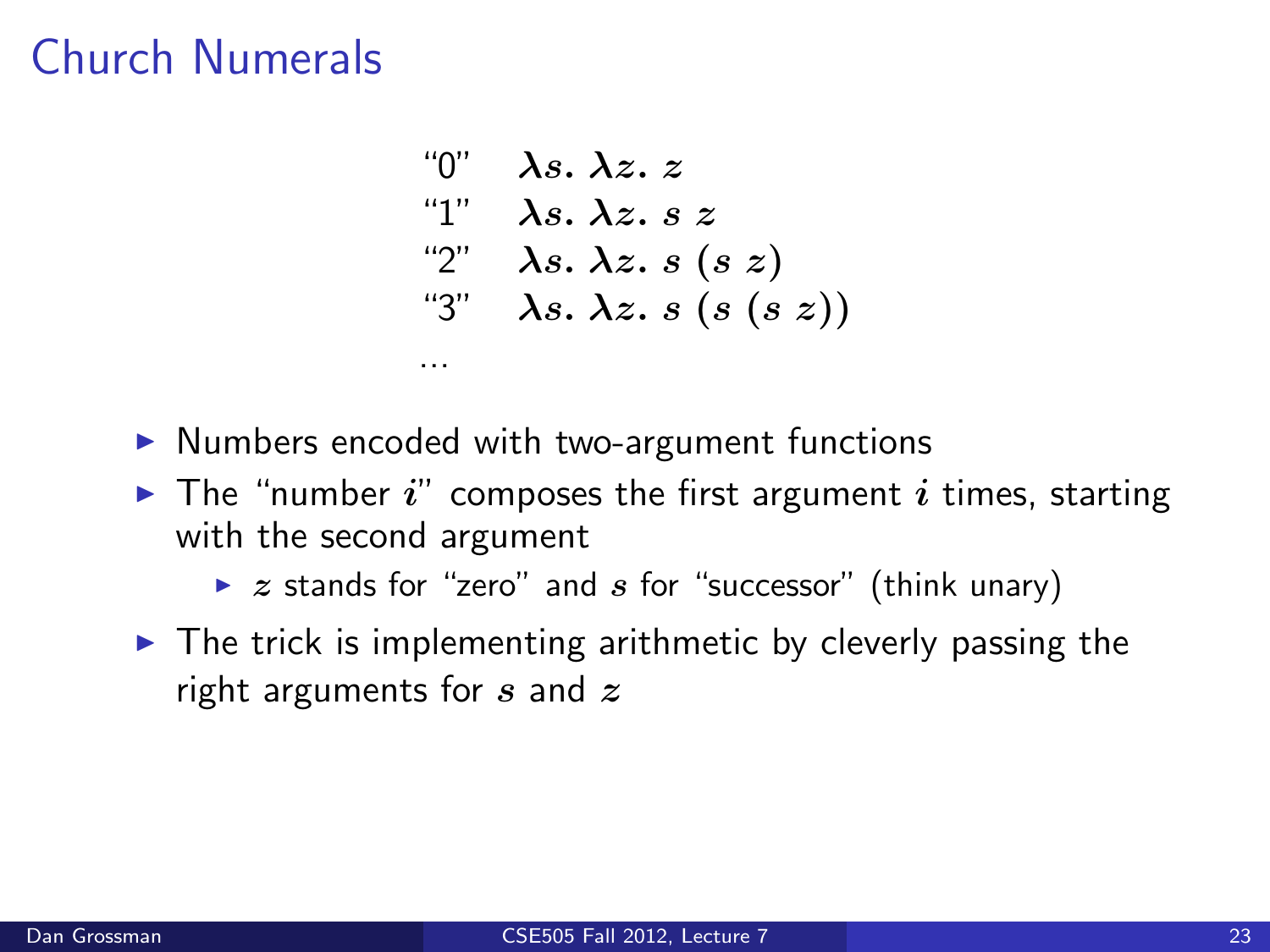# Church Numerals

| | |
|---|---|
| "0" | $\lambda s.\ \lambda z.\ z$ |
| "1" | $\lambda s.\ \lambda z.\ s\ z$ |
| "2" | $\lambda s.\ \lambda z.\ s\ (s\ z)$ |
| "3" | $\lambda s.\ \lambda z.\ s\ (s\ (s\ z))$ |

...

- Numbers encoded with two-argument functions
- The "number $i$" composes the first argument $i$ times, starting with the second argument
  - $z$ stands for "zero" and $s$ for "successor" (think unary)
- The trick is implementing arithmetic by cleverly passing the right arguments for $s$ and $z$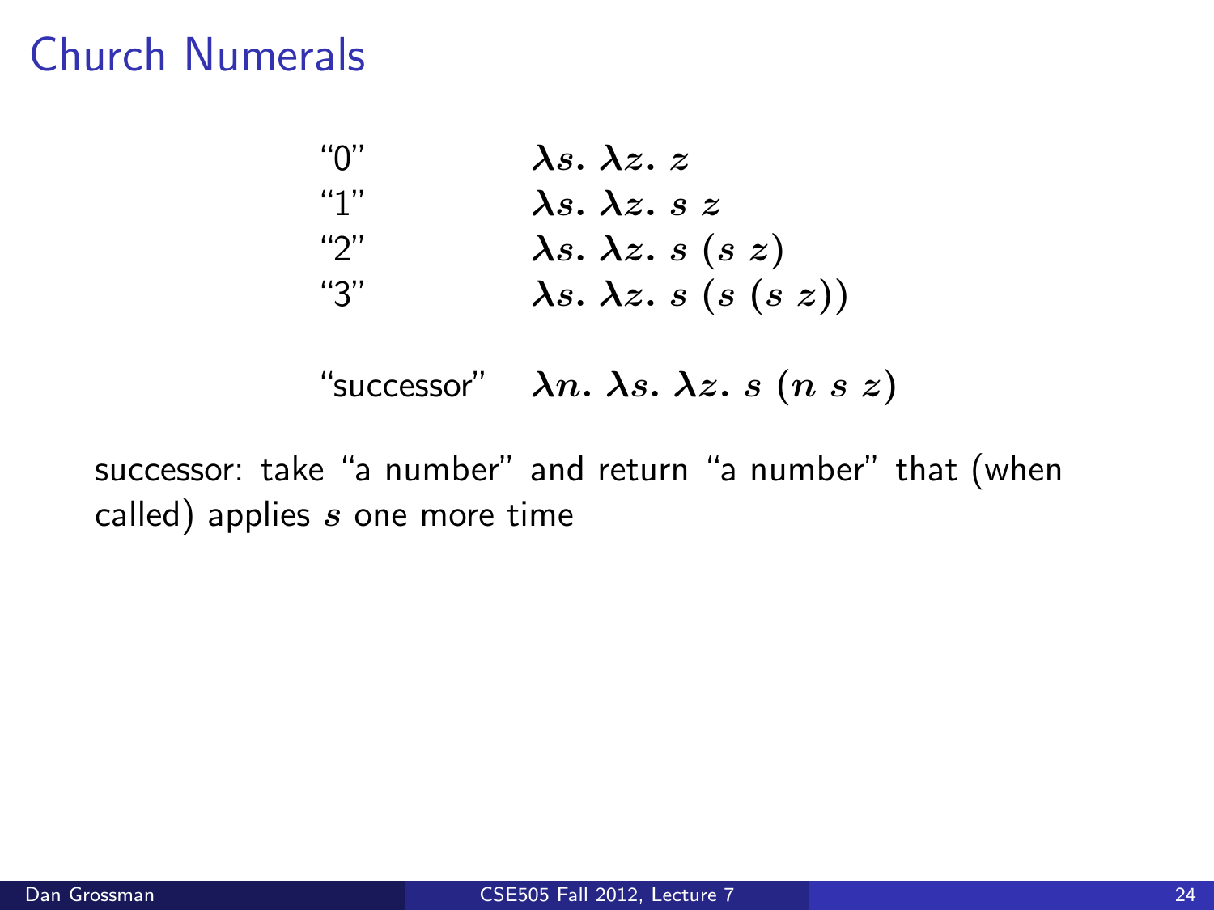# Church Numerals

| | |
|---|---|
| "0" | $\lambda s.\ \lambda z.\ z$ |
| "1" | $\lambda s.\ \lambda z.\ s\ z$ |
| "2" | $\lambda s.\ \lambda z.\ s\ (s\ z)$ |
| "3" | $\lambda s.\ \lambda z.\ s\ (s\ (s\ z))$ |

"successor" $\quad \lambda n.\ \lambda s.\ \lambda z.\ s\ (n\ s\ z)$

successor: take "a number" and return "a number" that (when called) applies $s$ one more time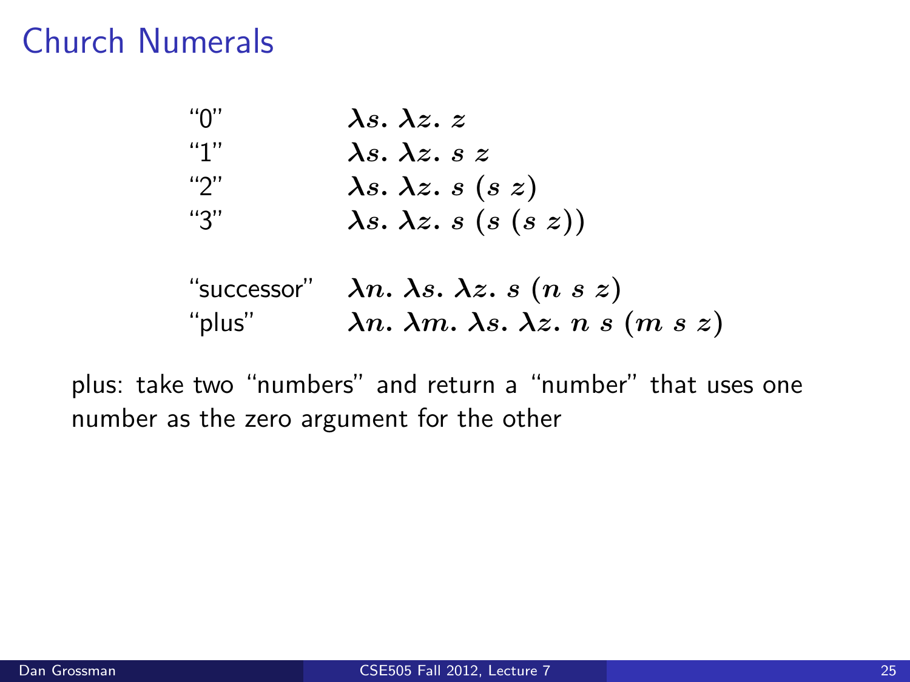# Church Numerals

| | |
|---|---|
| "0" | $\lambda s.\ \lambda z.\ z$ |
| "1" | $\lambda s.\ \lambda z.\ s\ z$ |
| "2" | $\lambda s.\ \lambda z.\ s\ (s\ z)$ |
| "3" | $\lambda s.\ \lambda z.\ s\ (s\ (s\ z))$ |

| | |
|---|---|
| "successor" | $\lambda n.\ \lambda s.\ \lambda z.\ s\ (n\ s\ z)$ |
| "plus" | $\lambda n.\ \lambda m.\ \lambda s.\ \lambda z.\ n\ s\ (m\ s\ z)$ |

plus: take two "numbers" and return a "number" that uses one number as the zero argument for the other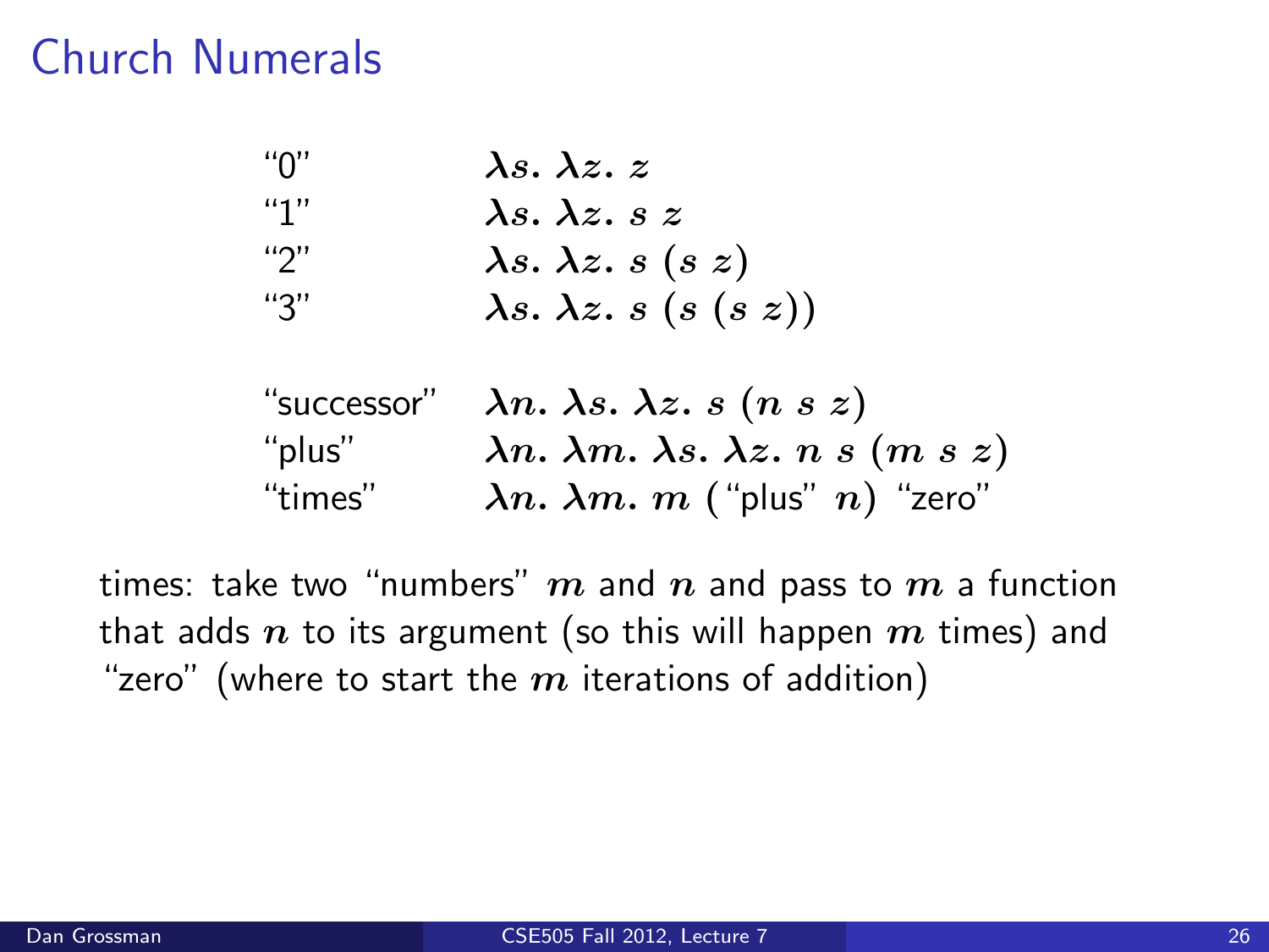# Church Numerals

| | |
|---|---|
| "0" | $\lambda s.\ \lambda z.\ z$ |
| "1" | $\lambda s.\ \lambda z.\ s\ z$ |
| "2" | $\lambda s.\ \lambda z.\ s\ (s\ z)$ |
| "3" | $\lambda s.\ \lambda z.\ s\ (s\ (s\ z))$ |
| "successor" | $\lambda n.\ \lambda s.\ \lambda z.\ s\ (n\ s\ z)$ |
| "plus" | $\lambda n.\ \lambda m.\ \lambda s.\ \lambda z.\ n\ s\ (m\ s\ z)$ |
| "times" | $\lambda n.\ \lambda m.\ m$ ("plus" $n$) "zero" |

times: take two "numbers" $m$ and $n$ and pass to $m$ a function that adds $n$ to its argument (so this will happen $m$ times) and "zero" (where to start the $m$ iterations of addition)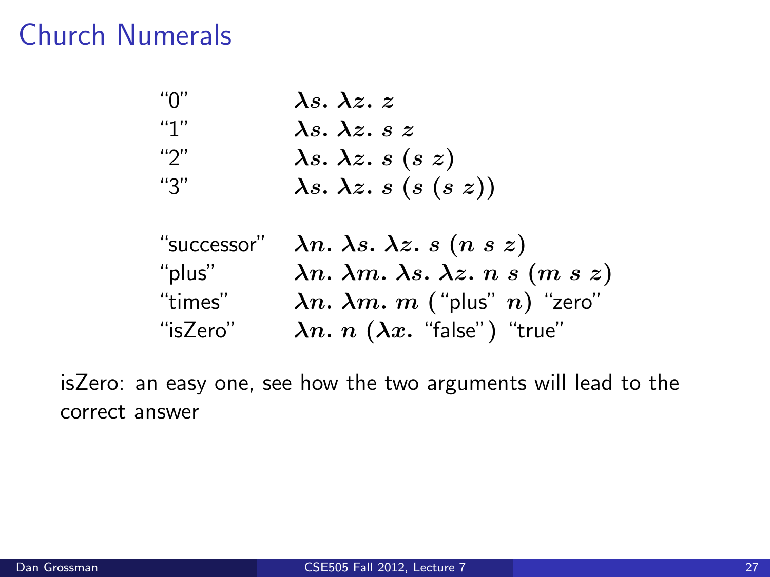# Church Numerals

| | |
|---|---|
| "0" | $\lambda s.\ \lambda z.\ z$ |
| "1" | $\lambda s.\ \lambda z.\ s\ z$ |
| "2" | $\lambda s.\ \lambda z.\ s\ (s\ z)$ |
| "3" | $\lambda s.\ \lambda z.\ s\ (s\ (s\ z))$ |
| "successor" | $\lambda n.\ \lambda s.\ \lambda z.\ s\ (n\ s\ z)$ |
| "plus" | $\lambda n.\ \lambda m.\ \lambda s.\ \lambda z.\ n\ s\ (m\ s\ z)$ |
| "times" | $\lambda n.\ \lambda m.\ m$ ("plus" $n$) "zero" |
| "isZero" | $\lambda n.\ n$ ($\lambda x.$ "false") "true" |

isZero: an easy one, see how the two arguments will lead to the correct answer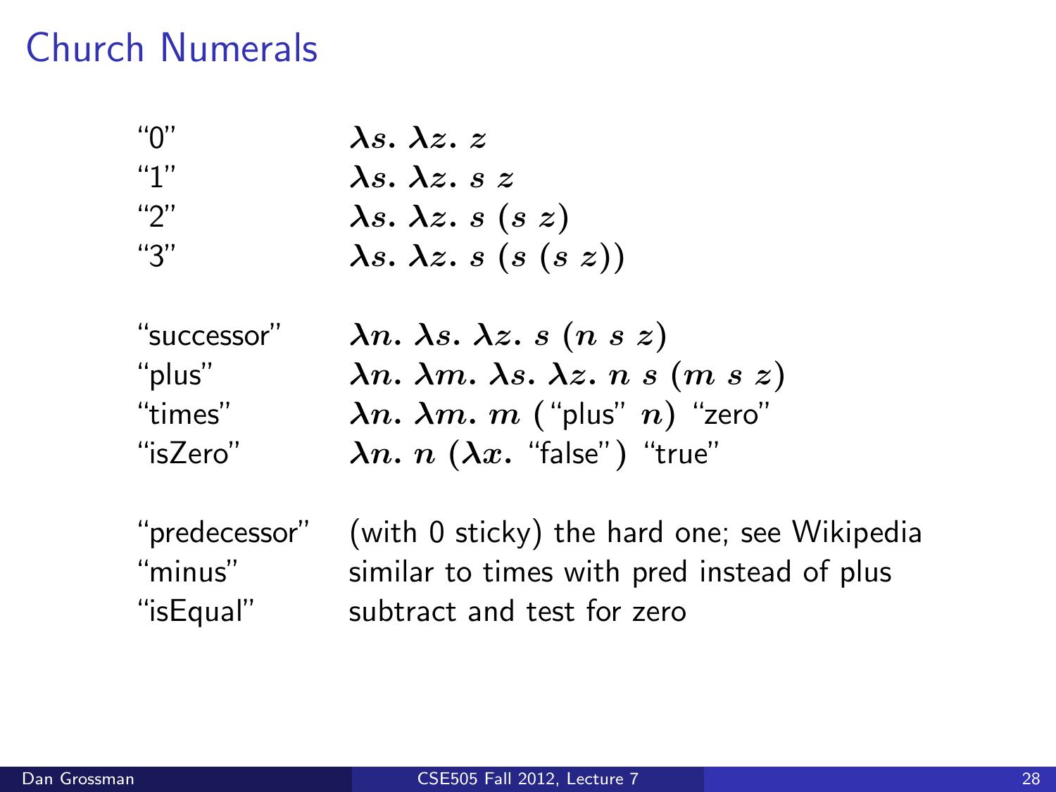# Church Numerals

| | |
|---|---|
| "0" | $\lambda s.\ \lambda z.\ z$ |
| "1" | $\lambda s.\ \lambda z.\ s\ z$ |
| "2" | $\lambda s.\ \lambda z.\ s\ (s\ z)$ |
| "3" | $\lambda s.\ \lambda z.\ s\ (s\ (s\ z))$ |
| "successor" | $\lambda n.\ \lambda s.\ \lambda z.\ s\ (n\ s\ z)$ |
| "plus" | $\lambda n.\ \lambda m.\ \lambda s.\ \lambda z.\ n\ s\ (m\ s\ z)$ |
| "times" | $\lambda n.\ \lambda m.\ m$ ("plus" $n$) "zero" |
| "isZero" | $\lambda n.\ n\ (\lambda x.$ "false") "true" |
| "predecessor" | (with 0 sticky) the hard one; see Wikipedia |
| "minus" | similar to times with pred instead of plus |
| "isEqual" | subtract and test for zero |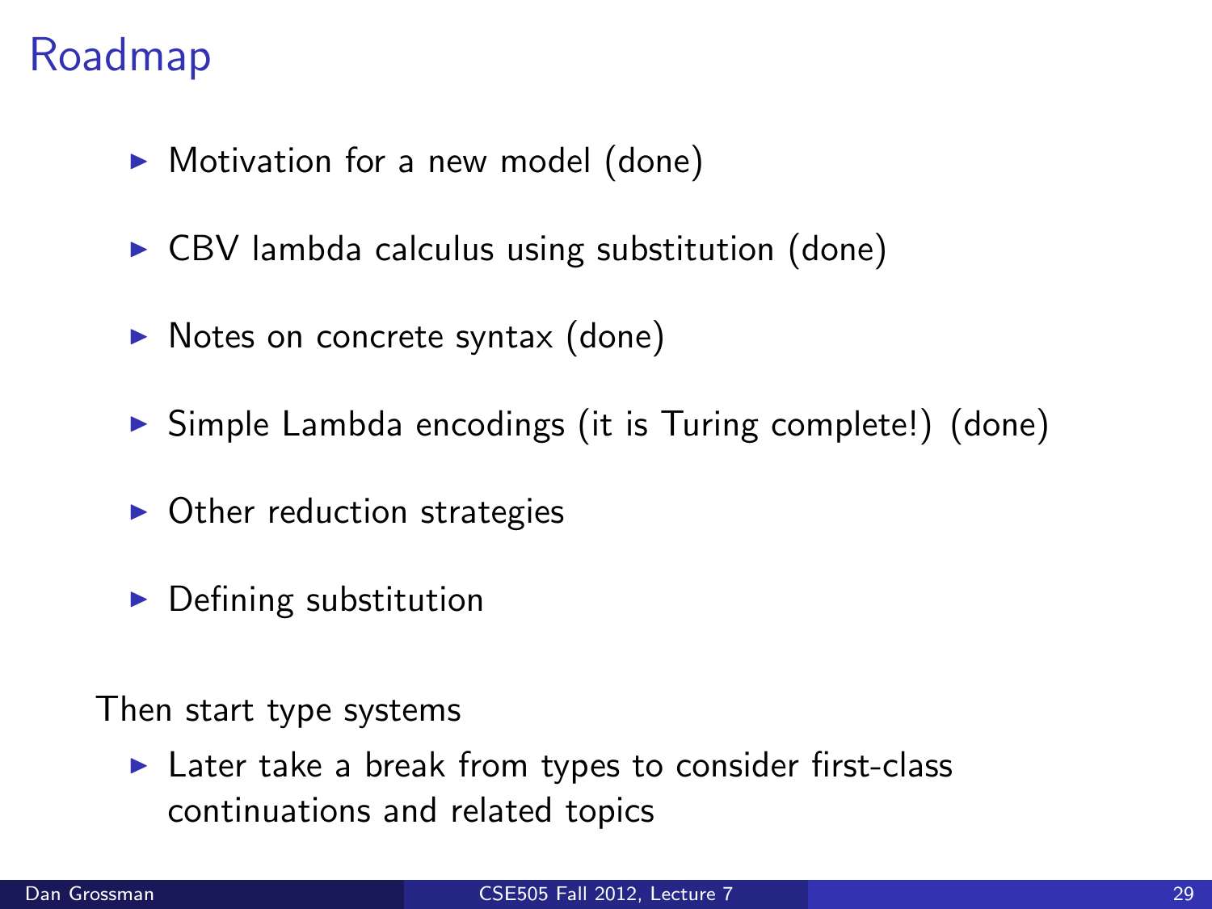# Roadmap

- Motivation for a new model (done)
- CBV lambda calculus using substitution (done)
- Notes on concrete syntax (done)
- Simple Lambda encodings (it is Turing complete!) (done)
- Other reduction strategies
- Defining substitution

Then start type systems

- Later take a break from types to consider first-class continuations and related topics